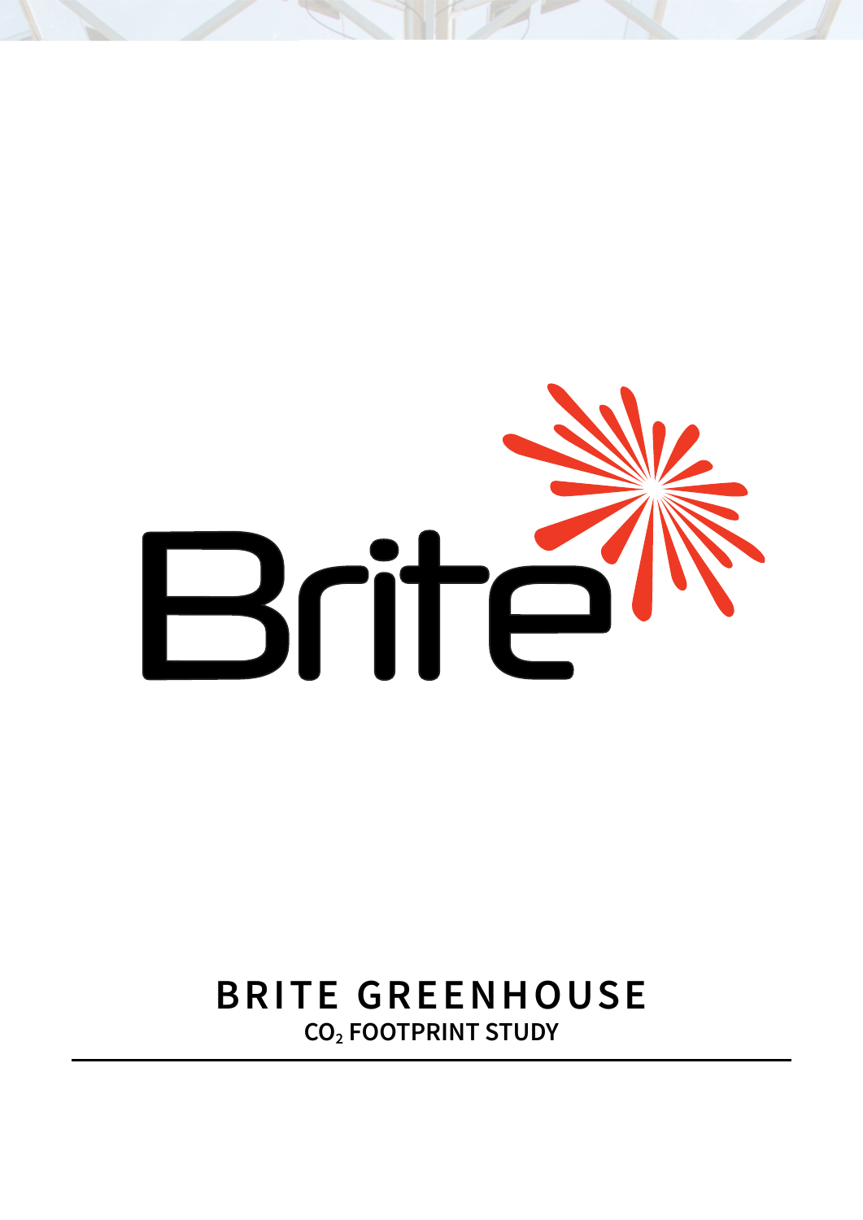Brite

# BRITE GREENHOUSE

**$CO_2$ FOOTPRINT STUDY**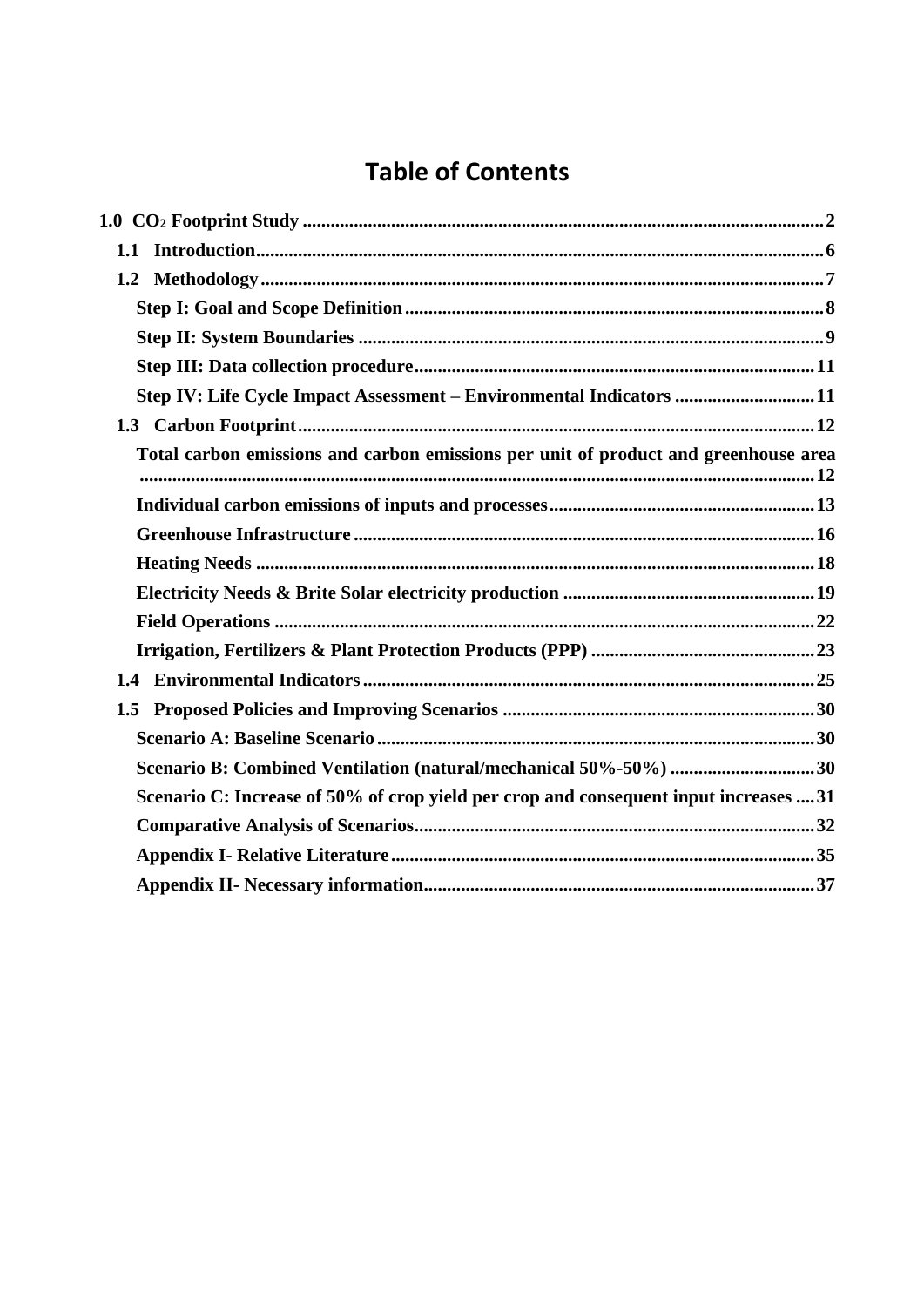# Table of Contents

- 1.0 $CO_2$ Footprint Study ........ 2
  - 1.1 Introduction ........ 6
  - 1.2 Methodology ........ 7
    - Step I: Goal and Scope Definition ........ 8
    - Step II: System Boundaries ........ 9
    - Step III: Data collection procedure ........ 11
    - Step IV: Life Cycle Impact Assessment – Environmental Indicators ........ 11
  - 1.3 Carbon Footprint ........ 12
    - Total carbon emissions and carbon emissions per unit of product and greenhouse area ........ 12
    - Individual carbon emissions of inputs and processes ........ 13
    - Greenhouse Infrastructure ........ 16
    - Heating Needs ........ 18
    - Electricity Needs & Brite Solar electricity production ........ 19
    - Field Operations ........ 22
    - Irrigation, Fertilizers & Plant Protection Products (PPP) ........ 23
  - 1.4 Environmental Indicators ........ 25
  - 1.5 Proposed Policies and Improving Scenarios ........ 30
    - Scenario A: Baseline Scenario ........ 30
    - Scenario B: Combined Ventilation (natural/mechanical 50%-50%) ........ 30
    - Scenario C: Increase of 50% of crop yield per crop and consequent input increases ........ 31
    - Comparative Analysis of Scenarios ........ 32
    - Appendix I- Relative Literature ........ 35
    - Appendix II- Necessary information ........ 37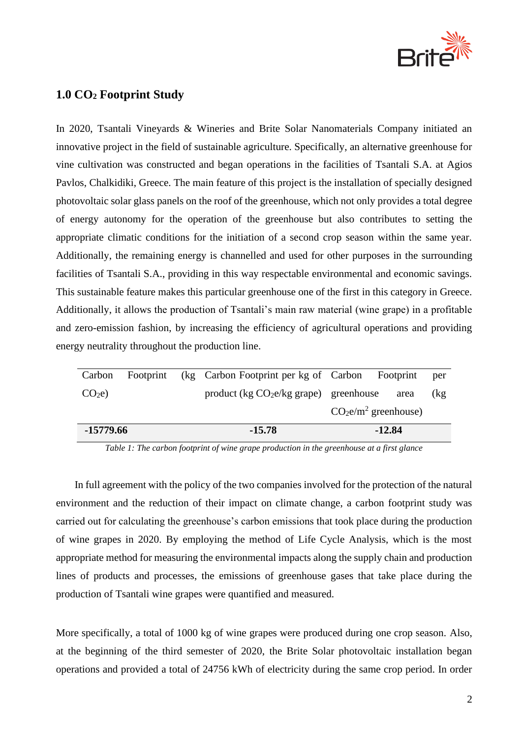## 1.0 $CO_2$ Footprint Study

In 2020, Tsantali Vineyards & Wineries and Brite Solar Nanomaterials Company initiated an innovative project in the field of sustainable agriculture. Specifically, an alternative greenhouse for vine cultivation was constructed and began operations in the facilities of Tsantali S.A. at Agios Pavlos, Chalkidiki, Greece. The main feature of this project is the installation of specially designed photovoltaic solar glass panels on the roof of the greenhouse, which not only provides a total degree of energy autonomy for the operation of the greenhouse but also contributes to setting the appropriate climatic conditions for the initiation of a second crop season within the same year. Additionally, the remaining energy is channelled and used for other purposes in the surrounding facilities of Tsantali S.A., providing in this way respectable environmental and economic savings. This sustainable feature makes this particular greenhouse one of the first in this category in Greece. Additionally, it allows the production of Tsantali's main raw material (wine grape) in a profitable and zero-emission fashion, by increasing the efficiency of agricultural operations and providing energy neutrality throughout the production line.

| Carbon Footprint (kg $CO_2e$) | Carbon Footprint per kg of product (kg $CO_2e$/kg grape) | Carbon Footprint per greenhouse area (kg $CO_2e/m^2$ greenhouse) |
|---|---|---|
| **-15779.66** | **-15.78** | **-12.84** |

*Table 1: The carbon footprint of wine grape production in the greenhouse at a first glance*

In full agreement with the policy of the two companies involved for the protection of the natural environment and the reduction of their impact on climate change, a carbon footprint study was carried out for calculating the greenhouse's carbon emissions that took place during the production of wine grapes in 2020. By employing the method of Life Cycle Analysis, which is the most appropriate method for measuring the environmental impacts along the supply chain and production lines of products and processes, the emissions of greenhouse gases that take place during the production of Tsantali wine grapes were quantified and measured.

More specifically, a total of 1000 kg of wine grapes were produced during one crop season. Also, at the beginning of the third semester of 2020, the Brite Solar photovoltaic installation began operations and provided a total of 24756 kWh of electricity during the same crop period. In order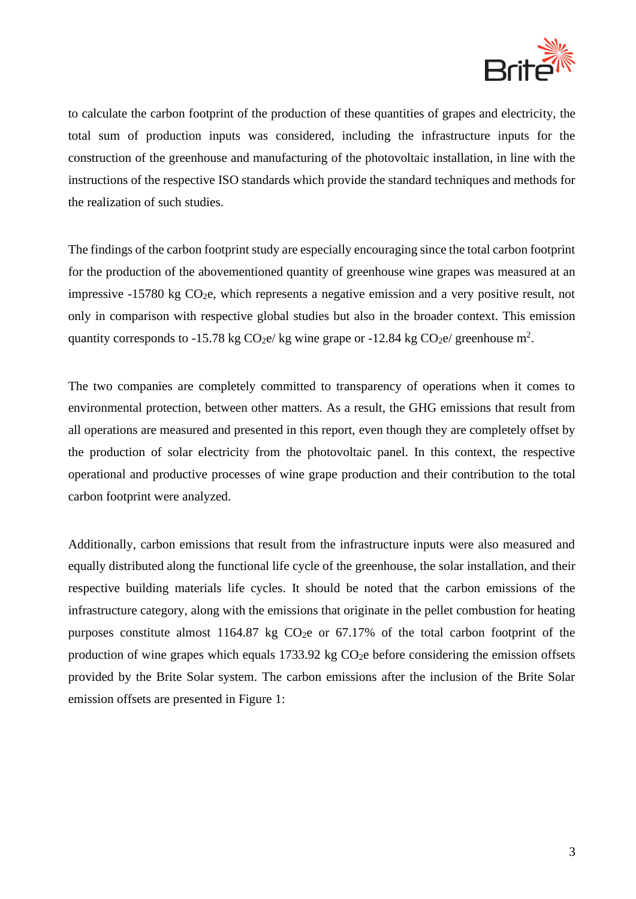to calculate the carbon footprint of the production of these quantities of grapes and electricity, the total sum of production inputs was considered, including the infrastructure inputs for the construction of the greenhouse and manufacturing of the photovoltaic installation, in line with the instructions of the respective ISO standards which provide the standard techniques and methods for the realization of such studies.

The findings of the carbon footprint study are especially encouraging since the total carbon footprint for the production of the abovementioned quantity of greenhouse wine grapes was measured at an impressive -15780 kg $CO_2$e, which represents a negative emission and a very positive result, not only in comparison with respective global studies but also in the broader context. This emission quantity corresponds to -15.78 kg $CO_2$e/ kg wine grape or -12.84 kg $CO_2$e/ greenhouse $m^2$.

The two companies are completely committed to transparency of operations when it comes to environmental protection, between other matters. As a result, the GHG emissions that result from all operations are measured and presented in this report, even though they are completely offset by the production of solar electricity from the photovoltaic panel. In this context, the respective operational and productive processes of wine grape production and their contribution to the total carbon footprint were analyzed.

Additionally, carbon emissions that result from the infrastructure inputs were also measured and equally distributed along the functional life cycle of the greenhouse, the solar installation, and their respective building materials life cycles. It should be noted that the carbon emissions of the infrastructure category, along with the emissions that originate in the pellet combustion for heating purposes constitute almost 1164.87 kg $CO_2$e or 67.17% of the total carbon footprint of the production of wine grapes which equals 1733.92 kg $CO_2$e before considering the emission offsets provided by the Brite Solar system. The carbon emissions after the inclusion of the Brite Solar emission offsets are presented in Figure 1: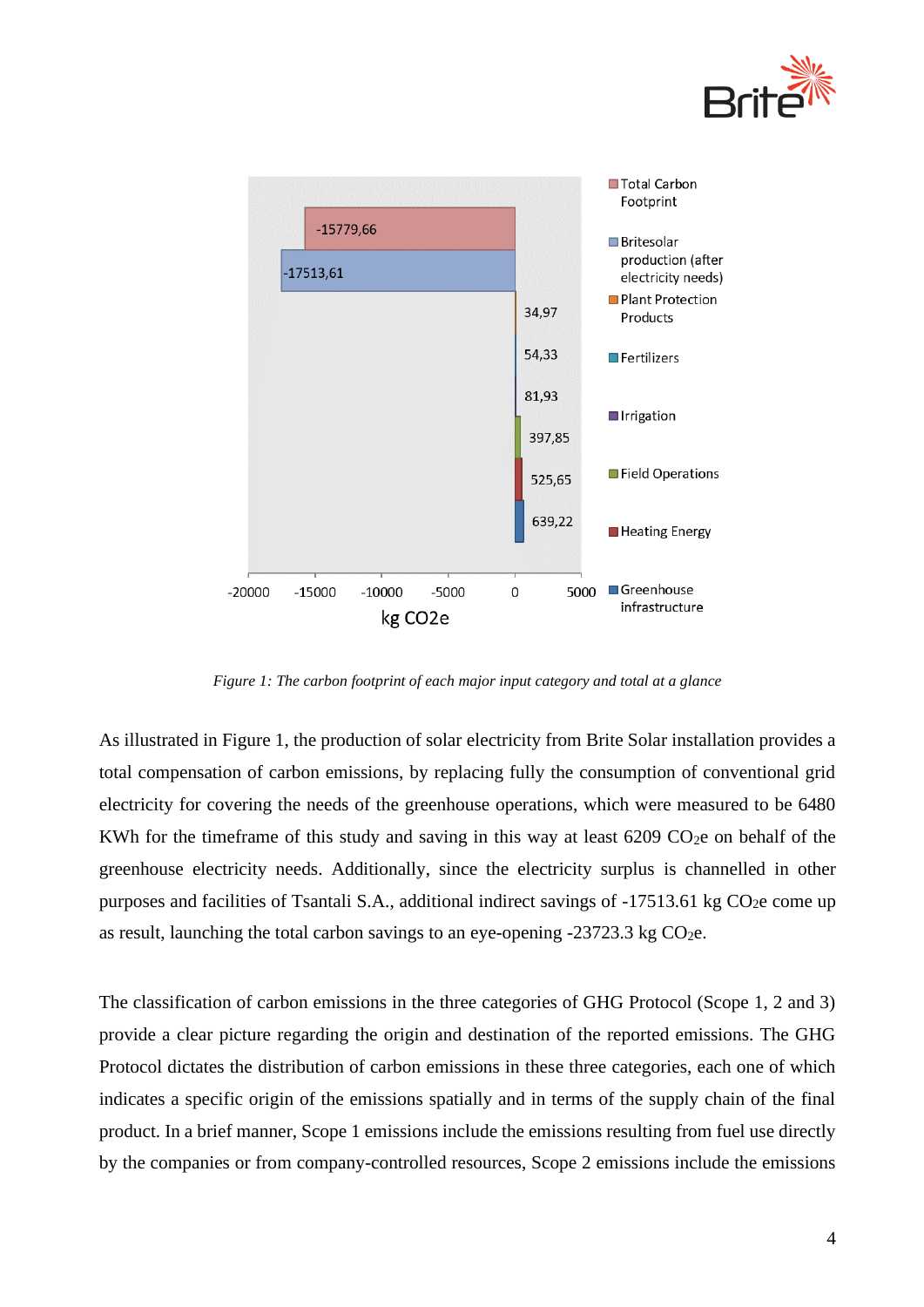*Figure 1: The carbon footprint of each major input category and total at a glance*

As illustrated in Figure 1, the production of solar electricity from Brite Solar installation provides a total compensation of carbon emissions, by replacing fully the consumption of conventional grid electricity for covering the needs of the greenhouse operations, which were measured to be 6480 KWh for the timeframe of this study and saving in this way at least 6209 $CO_2e$ on behalf of the greenhouse electricity needs. Additionally, since the electricity surplus is channelled in other purposes and facilities of Tsantali S.A., additional indirect savings of -17513.61 kg $CO_2e$ come up as result, launching the total carbon savings to an eye-opening -23723.3 kg $CO_2e$.

The classification of carbon emissions in the three categories of GHG Protocol (Scope 1, 2 and 3) provide a clear picture regarding the origin and destination of the reported emissions. The GHG Protocol dictates the distribution of carbon emissions in these three categories, each one of which indicates a specific origin of the emissions spatially and in terms of the supply chain of the final product. In a brief manner, Scope 1 emissions include the emissions resulting from fuel use directly by the companies or from company-controlled resources, Scope 2 emissions include the emissions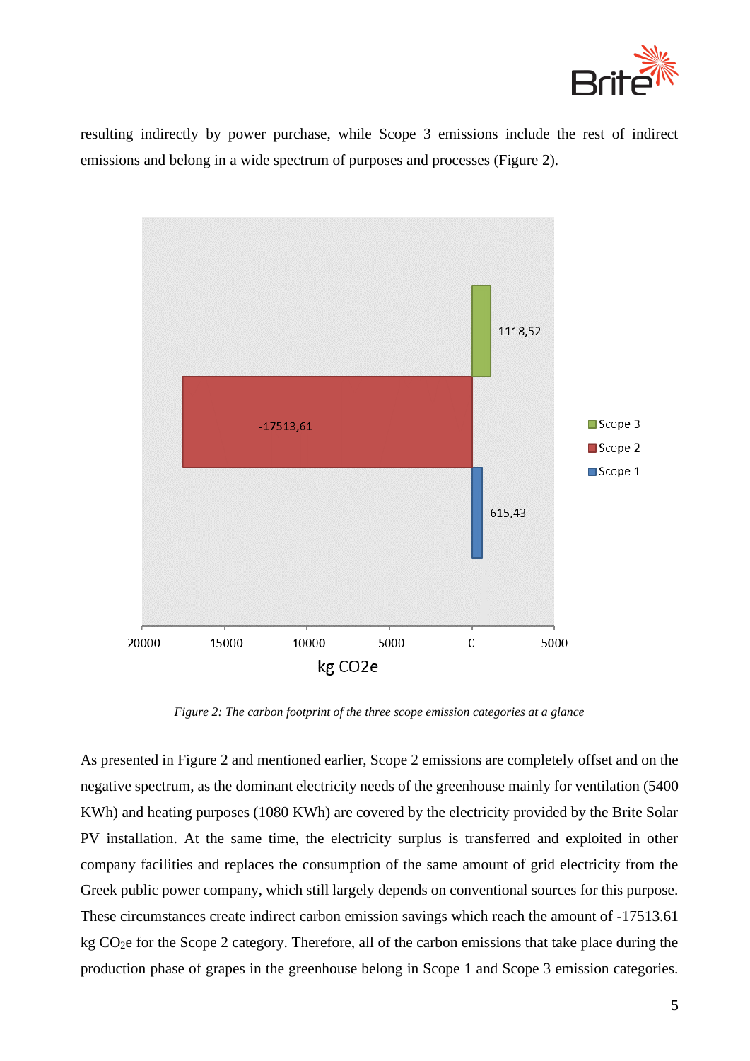resulting indirectly by power purchase, while Scope 3 emissions include the rest of indirect emissions and belong in a wide spectrum of purposes and processes (Figure 2).

*Figure 2: The carbon footprint of the three scope emission categories at a glance*

As presented in Figure 2 and mentioned earlier, Scope 2 emissions are completely offset and on the negative spectrum, as the dominant electricity needs of the greenhouse mainly for ventilation (5400 KWh) and heating purposes (1080 KWh) are covered by the electricity provided by the Brite Solar PV installation. At the same time, the electricity surplus is transferred and exploited in other company facilities and replaces the consumption of the same amount of grid electricity from the Greek public power company, which still largely depends on conventional sources for this purpose. These circumstances create indirect carbon emission savings which reach the amount of -17513.61 kg $CO_2$e for the Scope 2 category. Therefore, all of the carbon emissions that take place during the production phase of grapes in the greenhouse belong in Scope 1 and Scope 3 emission categories.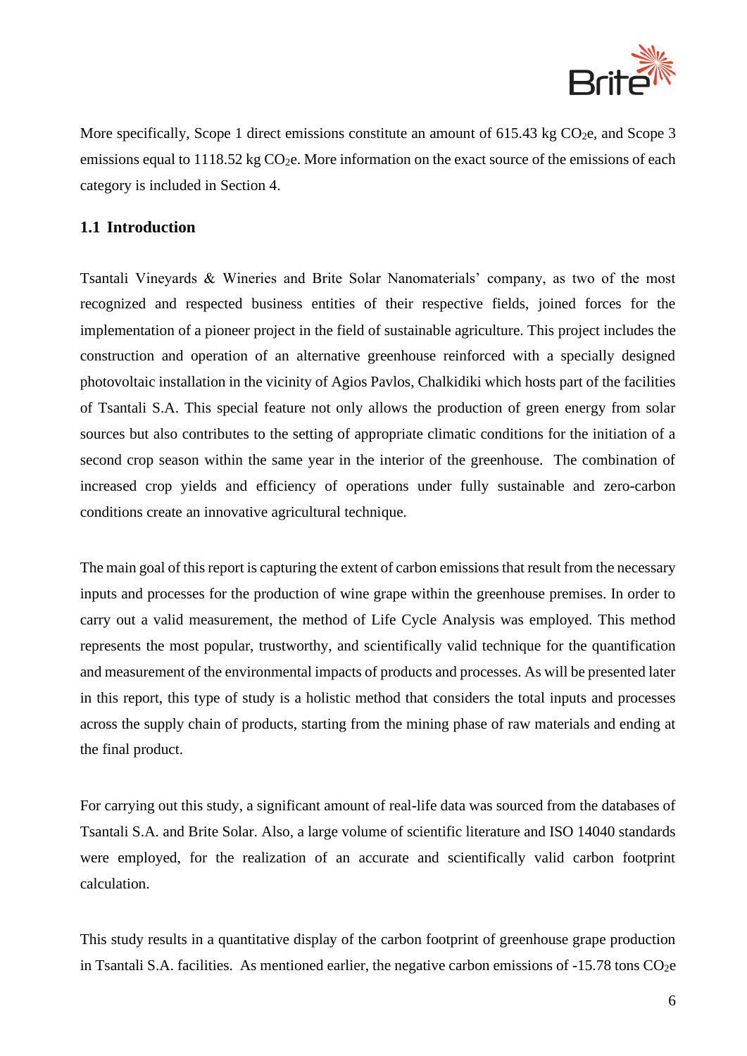More specifically, Scope 1 direct emissions constitute an amount of 615.43 kg $CO_2$e, and Scope 3 emissions equal to 1118.52 kg $CO_2$e. More information on the exact source of the emissions of each category is included in Section 4.

## 1.1 Introduction

Tsantali Vineyards & Wineries and Brite Solar Nanomaterials' company, as two of the most recognized and respected business entities of their respective fields, joined forces for the implementation of a pioneer project in the field of sustainable agriculture. This project includes the construction and operation of an alternative greenhouse reinforced with a specially designed photovoltaic installation in the vicinity of Agios Pavlos, Chalkidiki which hosts part of the facilities of Tsantali S.A. This special feature not only allows the production of green energy from solar sources but also contributes to the setting of appropriate climatic conditions for the initiation of a second crop season within the same year in the interior of the greenhouse. The combination of increased crop yields and efficiency of operations under fully sustainable and zero-carbon conditions create an innovative agricultural technique.

The main goal of this report is capturing the extent of carbon emissions that result from the necessary inputs and processes for the production of wine grape within the greenhouse premises. In order to carry out a valid measurement, the method of Life Cycle Analysis was employed. This method represents the most popular, trustworthy, and scientifically valid technique for the quantification and measurement of the environmental impacts of products and processes. As will be presented later in this report, this type of study is a holistic method that considers the total inputs and processes across the supply chain of products, starting from the mining phase of raw materials and ending at the final product.

For carrying out this study, a significant amount of real-life data was sourced from the databases of Tsantali S.A. and Brite Solar. Also, a large volume of scientific literature and ISO 14040 standards were employed, for the realization of an accurate and scientifically valid carbon footprint calculation.

This study results in a quantitative display of the carbon footprint of greenhouse grape production in Tsantali S.A. facilities. As mentioned earlier, the negative carbon emissions of -15.78 tons $CO_2$e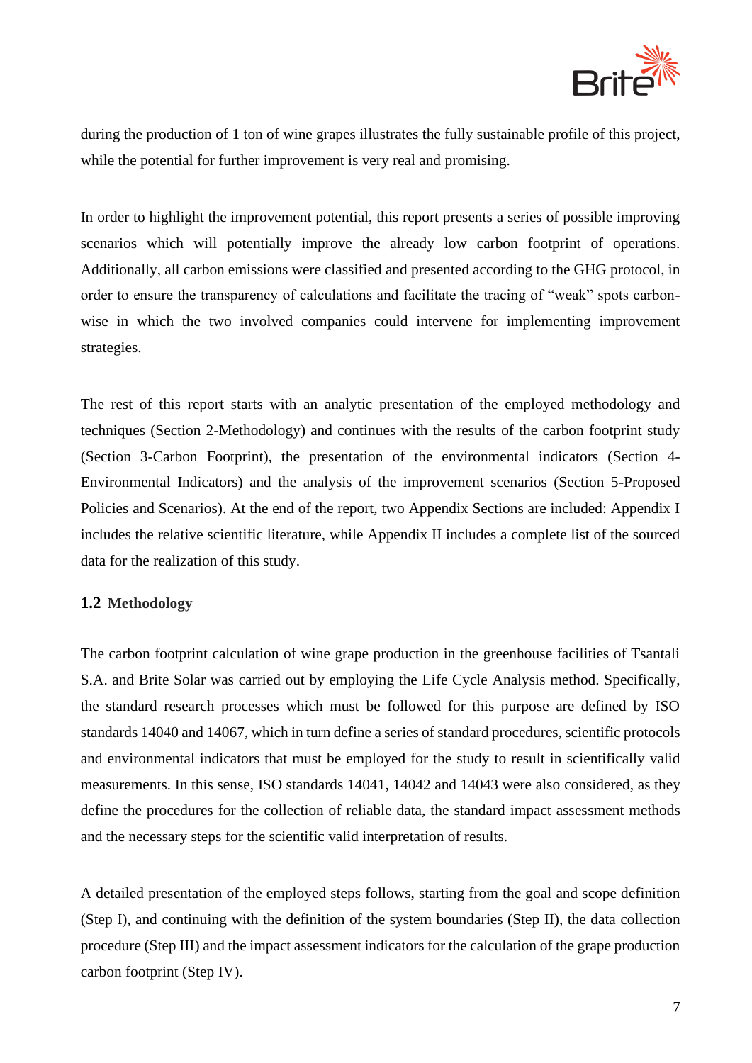during the production of 1 ton of wine grapes illustrates the fully sustainable profile of this project, while the potential for further improvement is very real and promising.

In order to highlight the improvement potential, this report presents a series of possible improving scenarios which will potentially improve the already low carbon footprint of operations. Additionally, all carbon emissions were classified and presented according to the GHG protocol, in order to ensure the transparency of calculations and facilitate the tracing of "weak" spots carbon-wise in which the two involved companies could intervene for implementing improvement strategies.

The rest of this report starts with an analytic presentation of the employed methodology and techniques (Section 2-Methodology) and continues with the results of the carbon footprint study (Section 3-Carbon Footprint), the presentation of the environmental indicators (Section 4-Environmental Indicators) and the analysis of the improvement scenarios (Section 5-Proposed Policies and Scenarios). At the end of the report, two Appendix Sections are included: Appendix I includes the relative scientific literature, while Appendix II includes a complete list of the sourced data for the realization of this study.

### 1.2 Methodology

The carbon footprint calculation of wine grape production in the greenhouse facilities of Tsantali S.A. and Brite Solar was carried out by employing the Life Cycle Analysis method. Specifically, the standard research processes which must be followed for this purpose are defined by ISO standards 14040 and 14067, which in turn define a series of standard procedures, scientific protocols and environmental indicators that must be employed for the study to result in scientifically valid measurements. In this sense, ISO standards 14041, 14042 and 14043 were also considered, as they define the procedures for the collection of reliable data, the standard impact assessment methods and the necessary steps for the scientific valid interpretation of results.

A detailed presentation of the employed steps follows, starting from the goal and scope definition (Step I), and continuing with the definition of the system boundaries (Step II), the data collection procedure (Step III) and the impact assessment indicators for the calculation of the grape production carbon footprint (Step IV).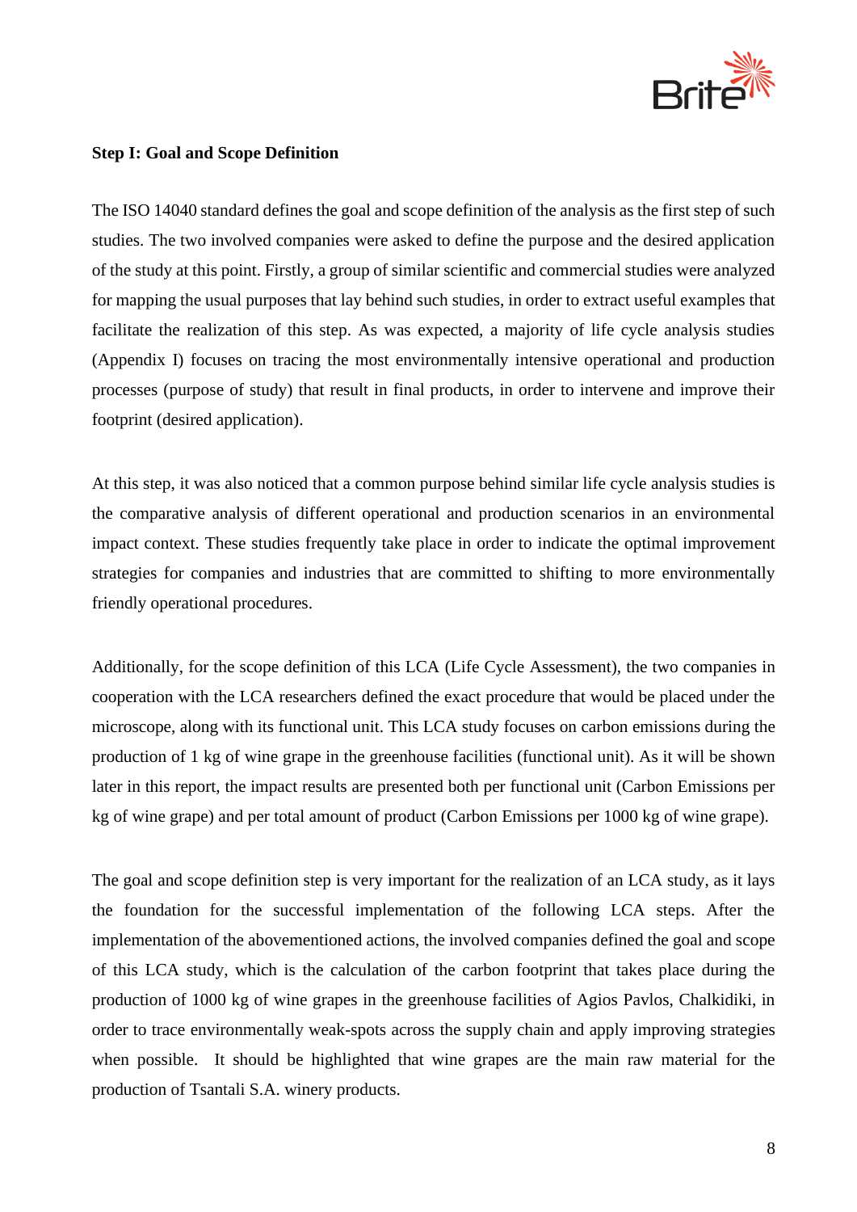**Step I: Goal and Scope Definition**

The ISO 14040 standard defines the goal and scope definition of the analysis as the first step of such studies. The two involved companies were asked to define the purpose and the desired application of the study at this point. Firstly, a group of similar scientific and commercial studies were analyzed for mapping the usual purposes that lay behind such studies, in order to extract useful examples that facilitate the realization of this step. As was expected, a majority of life cycle analysis studies (Appendix I) focuses on tracing the most environmentally intensive operational and production processes (purpose of study) that result in final products, in order to intervene and improve their footprint (desired application).

At this step, it was also noticed that a common purpose behind similar life cycle analysis studies is the comparative analysis of different operational and production scenarios in an environmental impact context. These studies frequently take place in order to indicate the optimal improvement strategies for companies and industries that are committed to shifting to more environmentally friendly operational procedures.

Additionally, for the scope definition of this LCA (Life Cycle Assessment), the two companies in cooperation with the LCA researchers defined the exact procedure that would be placed under the microscope, along with its functional unit. This LCA study focuses on carbon emissions during the production of 1 kg of wine grape in the greenhouse facilities (functional unit). As it will be shown later in this report, the impact results are presented both per functional unit (Carbon Emissions per kg of wine grape) and per total amount of product (Carbon Emissions per 1000 kg of wine grape).

The goal and scope definition step is very important for the realization of an LCA study, as it lays the foundation for the successful implementation of the following LCA steps. After the implementation of the abovementioned actions, the involved companies defined the goal and scope of this LCA study, which is the calculation of the carbon footprint that takes place during the production of 1000 kg of wine grapes in the greenhouse facilities of Agios Pavlos, Chalkidiki, in order to trace environmentally weak-spots across the supply chain and apply improving strategies when possible. It should be highlighted that wine grapes are the main raw material for the production of Tsantali S.A. winery products.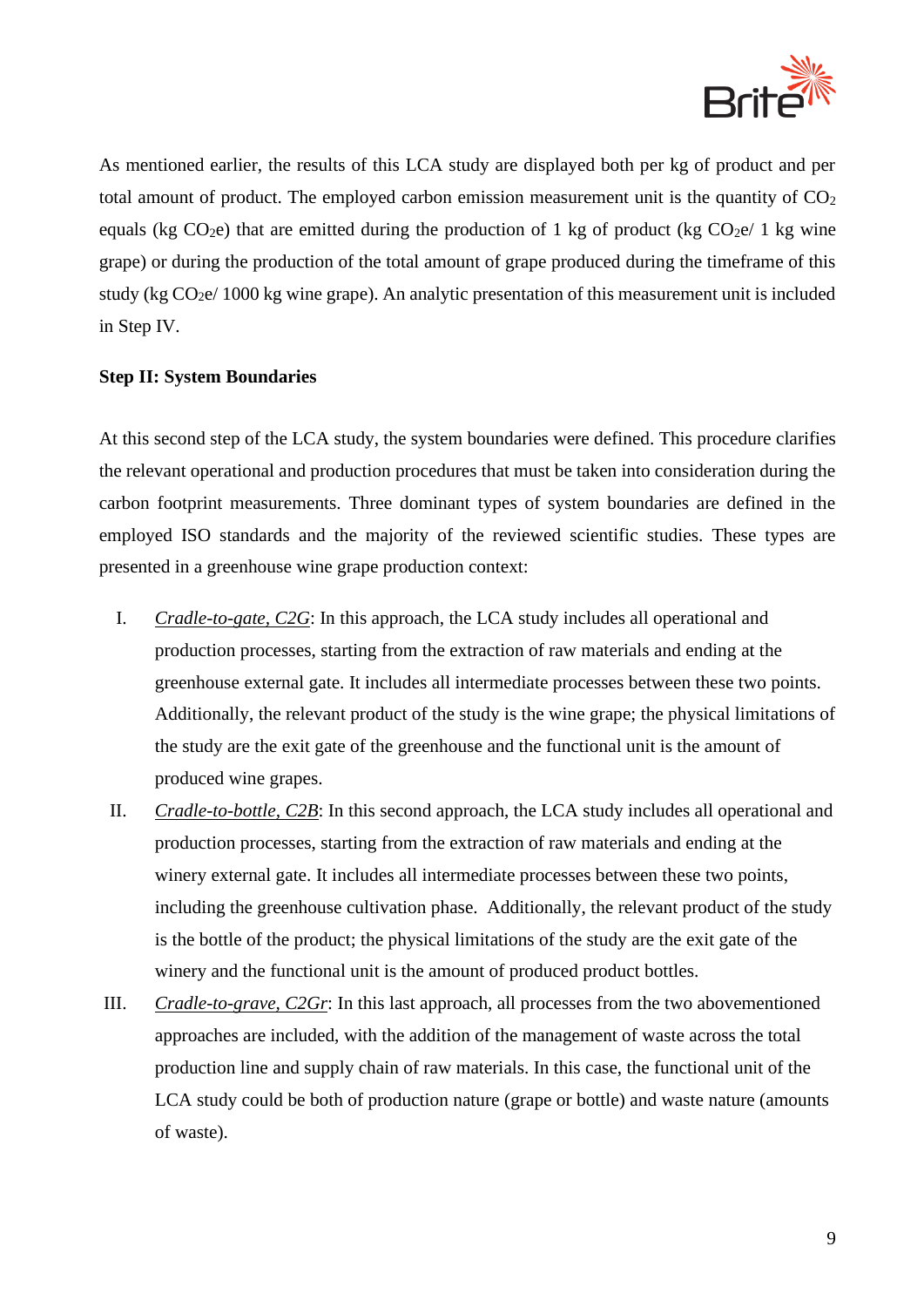As mentioned earlier, the results of this LCA study are displayed both per kg of product and per total amount of product. The employed carbon emission measurement unit is the quantity of $CO_2$ equals (kg $CO_2$e) that are emitted during the production of 1 kg of product (kg $CO_2$e/ 1 kg wine grape) or during the production of the total amount of grape produced during the timeframe of this study (kg $CO_2$e/ 1000 kg wine grape). An analytic presentation of this measurement unit is included in Step IV.

**Step II: System Boundaries**

At this second step of the LCA study, the system boundaries were defined. This procedure clarifies the relevant operational and production procedures that must be taken into consideration during the carbon footprint measurements. Three dominant types of system boundaries are defined in the employed ISO standards and the majority of the reviewed scientific studies. These types are presented in a greenhouse wine grape production context:

I. *Cradle-to-gate, C2G*: In this approach, the LCA study includes all operational and production processes, starting from the extraction of raw materials and ending at the greenhouse external gate. It includes all intermediate processes between these two points. Additionally, the relevant product of the study is the wine grape; the physical limitations of the study are the exit gate of the greenhouse and the functional unit is the amount of produced wine grapes.

II. *Cradle-to-bottle, C2B*: In this second approach, the LCA study includes all operational and production processes, starting from the extraction of raw materials and ending at the winery external gate. It includes all intermediate processes between these two points, including the greenhouse cultivation phase. Additionally, the relevant product of the study is the bottle of the product; the physical limitations of the study are the exit gate of the winery and the functional unit is the amount of produced product bottles.

III. *Cradle-to-grave, C2Gr*: In this last approach, all processes from the two abovementioned approaches are included, with the addition of the management of waste across the total production line and supply chain of raw materials. In this case, the functional unit of the LCA study could be both of production nature (grape or bottle) and waste nature (amounts of waste).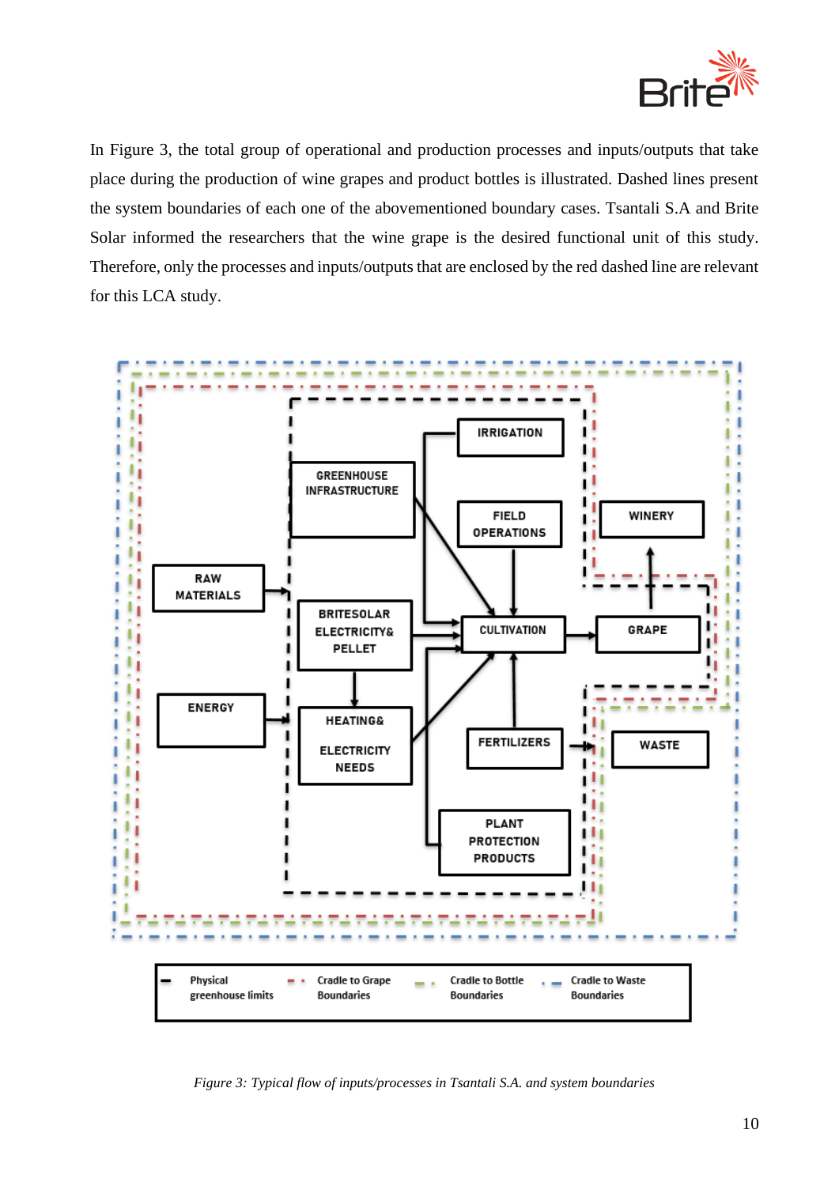In Figure 3, the total group of operational and production processes and inputs/outputs that take place during the production of wine grapes and product bottles is illustrated. Dashed lines present the system boundaries of each one of the abovementioned boundary cases. Tsantali S.A and Brite Solar informed the researchers that the wine grape is the desired functional unit of this study. Therefore, only the processes and inputs/outputs that are enclosed by the red dashed line are relevant for this LCA study.

*Figure 3: Typical flow of inputs/processes in Tsantali S.A. and system boundaries*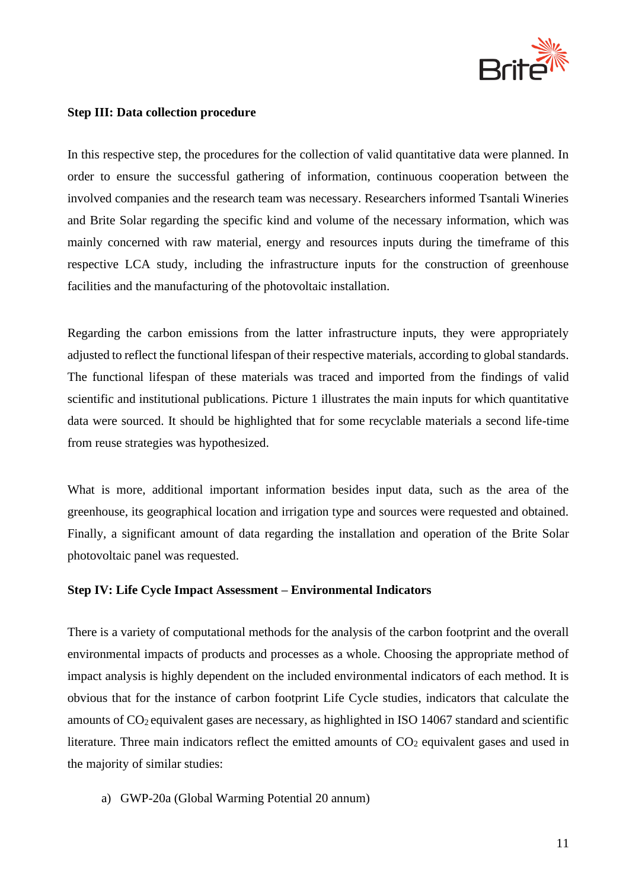**Step III: Data collection procedure**

In this respective step, the procedures for the collection of valid quantitative data were planned. In order to ensure the successful gathering of information, continuous cooperation between the involved companies and the research team was necessary. Researchers informed Tsantali Wineries and Brite Solar regarding the specific kind and volume of the necessary information, which was mainly concerned with raw material, energy and resources inputs during the timeframe of this respective LCA study, including the infrastructure inputs for the construction of greenhouse facilities and the manufacturing of the photovoltaic installation.

Regarding the carbon emissions from the latter infrastructure inputs, they were appropriately adjusted to reflect the functional lifespan of their respective materials, according to global standards. The functional lifespan of these materials was traced and imported from the findings of valid scientific and institutional publications. Picture 1 illustrates the main inputs for which quantitative data were sourced. It should be highlighted that for some recyclable materials a second life-time from reuse strategies was hypothesized.

What is more, additional important information besides input data, such as the area of the greenhouse, its geographical location and irrigation type and sources were requested and obtained. Finally, a significant amount of data regarding the installation and operation of the Brite Solar photovoltaic panel was requested.

**Step IV: Life Cycle Impact Assessment – Environmental Indicators**

There is a variety of computational methods for the analysis of the carbon footprint and the overall environmental impacts of products and processes as a whole. Choosing the appropriate method of impact analysis is highly dependent on the included environmental indicators of each method. It is obvious that for the instance of carbon footprint Life Cycle studies, indicators that calculate the amounts of $CO_2$ equivalent gases are necessary, as highlighted in ISO 14067 standard and scientific literature. Three main indicators reflect the emitted amounts of $CO_2$ equivalent gases and used in the majority of similar studies:

a) GWP-20a (Global Warming Potential 20 annum)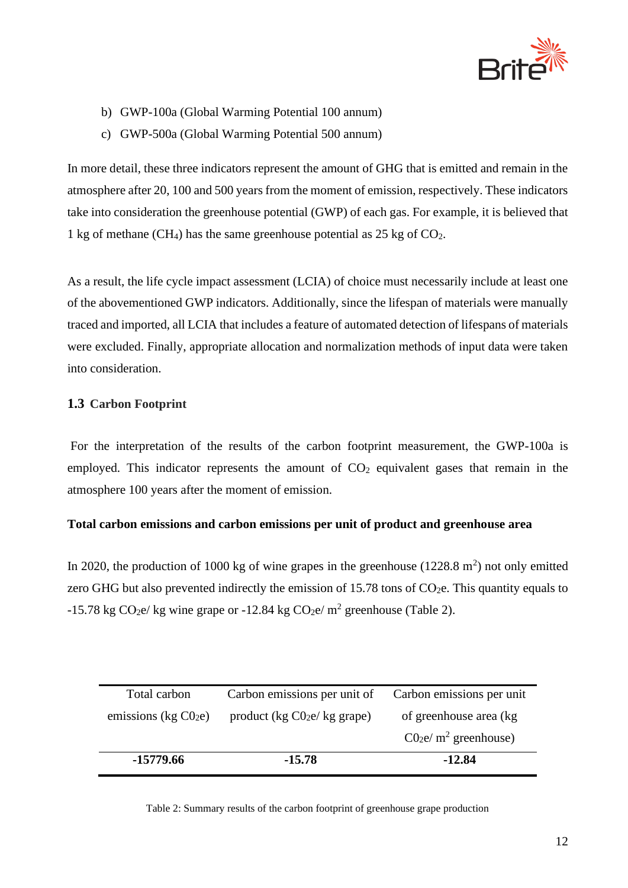b) GWP-100a (Global Warming Potential 100 annum)
c) GWP-500a (Global Warming Potential 500 annum)

In more detail, these three indicators represent the amount of GHG that is emitted and remain in the atmosphere after 20, 100 and 500 years from the moment of emission, respectively. These indicators take into consideration the greenhouse potential (GWP) of each gas. For example, it is believed that 1 kg of methane ($CH_4$) has the same greenhouse potential as 25 kg of $CO_2$.

As a result, the life cycle impact assessment (LCIA) of choice must necessarily include at least one of the abovementioned GWP indicators. Additionally, since the lifespan of materials were manually traced and imported, all LCIA that includes a feature of automated detection of lifespans of materials were excluded. Finally, appropriate allocation and normalization methods of input data were taken into consideration.

### 1.3 Carbon Footprint

For the interpretation of the results of the carbon footprint measurement, the GWP-100a is employed. This indicator represents the amount of $CO_2$ equivalent gases that remain in the atmosphere 100 years after the moment of emission.

**Total carbon emissions and carbon emissions per unit of product and greenhouse area**

In 2020, the production of 1000 kg of wine grapes in the greenhouse (1228.8 $m^2$) not only emitted zero GHG but also prevented indirectly the emission of 15.78 tons of $CO_2e$. This quantity equals to -15.78 kg $CO_2e$/ kg wine grape or -12.84 kg $CO_2e$/ $m^2$ greenhouse (Table 2).

| Total carbon emissions (kg $C0_2e$) | Carbon emissions per unit of product (kg $C0_2e$/ kg grape) | Carbon emissions per unit of greenhouse area (kg $C0_2e$/ $m^2$ greenhouse) |
|---|---|---|
| **-15779.66** | **-15.78** | **-12.84** |

Table 2: Summary results of the carbon footprint of greenhouse grape production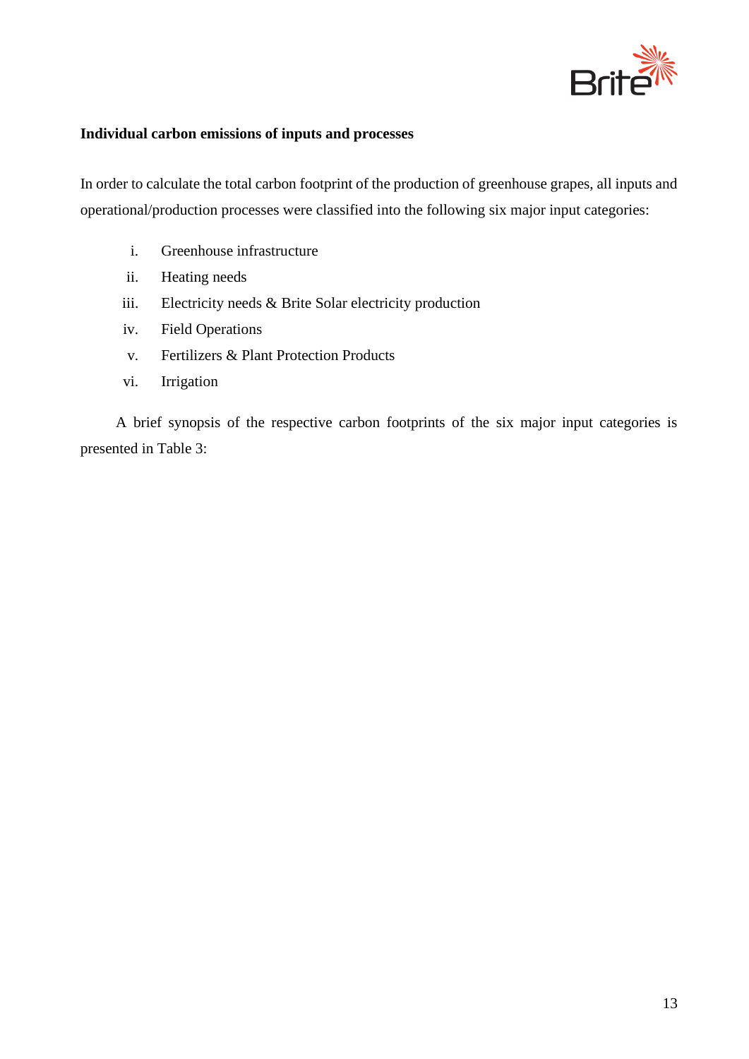**Individual carbon emissions of inputs and processes**

In order to calculate the total carbon footprint of the production of greenhouse grapes, all inputs and operational/production processes were classified into the following six major input categories:

i. Greenhouse infrastructure
ii. Heating needs
iii. Electricity needs & Brite Solar electricity production
iv. Field Operations
v. Fertilizers & Plant Protection Products
vi. Irrigation

A brief synopsis of the respective carbon footprints of the six major input categories is presented in Table 3: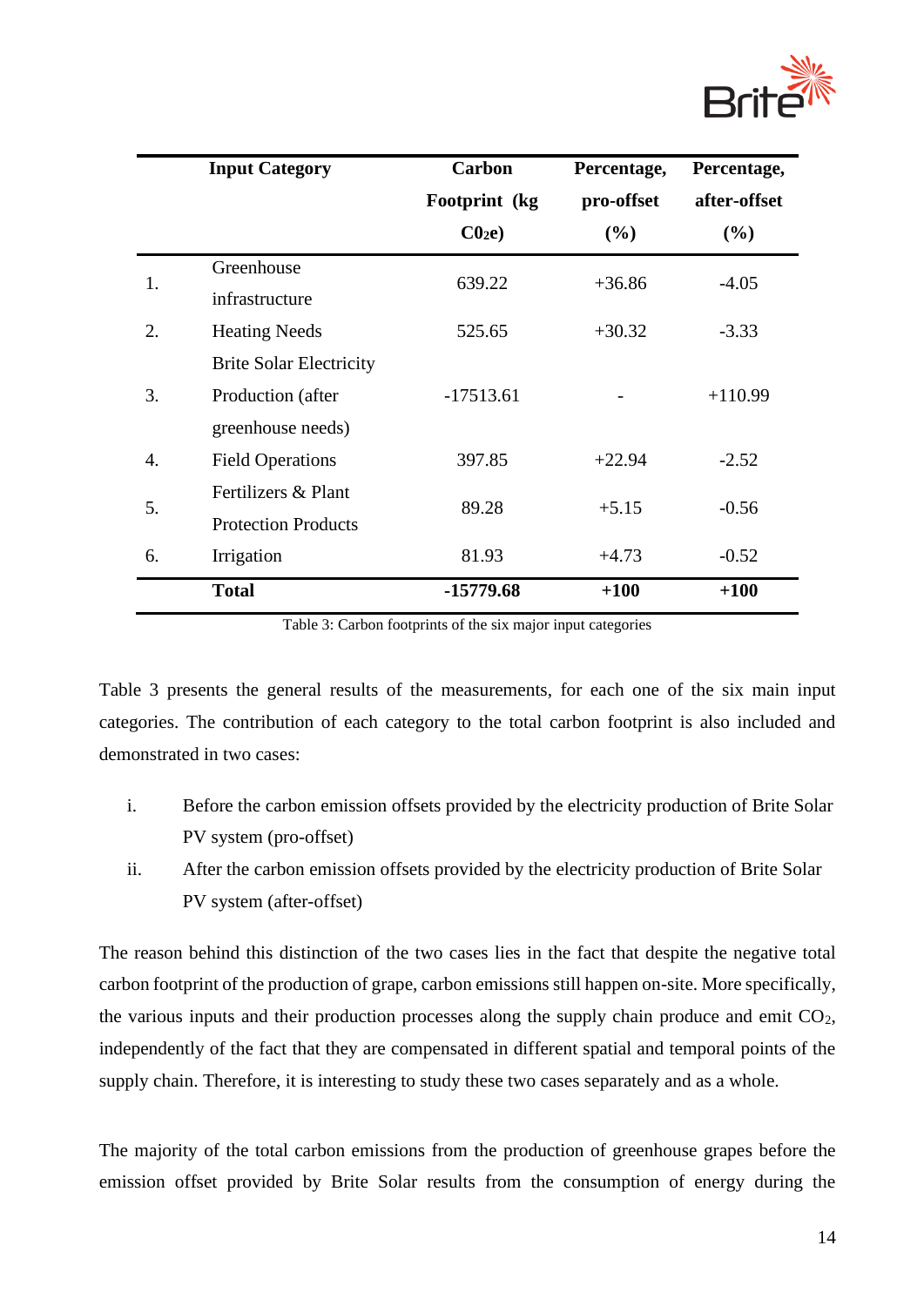| | Input Category | Carbon Footprint (kg $C0_2e$) | Percentage, pro-offset (%) | Percentage, after-offset (%) |
|---|---|---|---|---|
| 1. | Greenhouse infrastructure | 639.22 | +36.86 | -4.05 |
| 2. | Heating Needs | 525.65 | +30.32 | -3.33 |
| 3. | Brite Solar Electricity Production (after greenhouse needs) | -17513.61 | - | +110.99 |
| 4. | Field Operations | 397.85 | +22.94 | -2.52 |
| 5. | Fertilizers & Plant Protection Products | 89.28 | +5.15 | -0.56 |
| 6. | Irrigation | 81.93 | +4.73 | -0.52 |
| | **Total** | **-15779.68** | **+100** | **+100** |

Table 3: Carbon footprints of the six major input categories

Table 3 presents the general results of the measurements, for each one of the six main input categories. The contribution of each category to the total carbon footprint is also included and demonstrated in two cases:

i. Before the carbon emission offsets provided by the electricity production of Brite Solar PV system (pro-offset)
ii. After the carbon emission offsets provided by the electricity production of Brite Solar PV system (after-offset)

The reason behind this distinction of the two cases lies in the fact that despite the negative total carbon footprint of the production of grape, carbon emissions still happen on-site. More specifically, the various inputs and their production processes along the supply chain produce and emit $CO_2$, independently of the fact that they are compensated in different spatial and temporal points of the supply chain. Therefore, it is interesting to study these two cases separately and as a whole.

The majority of the total carbon emissions from the production of greenhouse grapes before the emission offset provided by Brite Solar results from the consumption of energy during the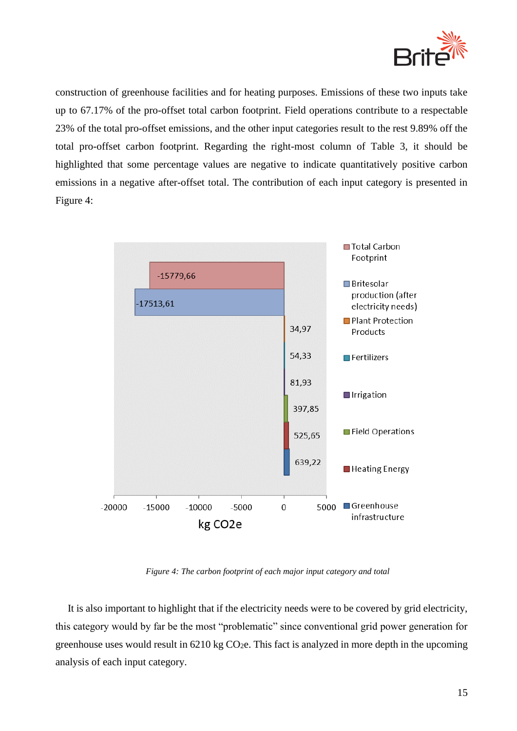construction of greenhouse facilities and for heating purposes. Emissions of these two inputs take up to 67.17% of the pro-offset total carbon footprint. Field operations contribute to a respectable 23% of the total pro-offset emissions, and the other input categories result to the rest 9.89% off the total pro-offset carbon footprint. Regarding the right-most column of Table 3, it should be highlighted that some percentage values are negative to indicate quantitatively positive carbon emissions in a negative after-offset total. The contribution of each input category is presented in Figure 4:

*Figure 4: The carbon footprint of each major input category and total*

It is also important to highlight that if the electricity needs were to be covered by grid electricity, this category would by far be the most "problematic" since conventional grid power generation for greenhouse uses would result in 6210 kg $CO_2$e. This fact is analyzed in more depth in the upcoming analysis of each input category.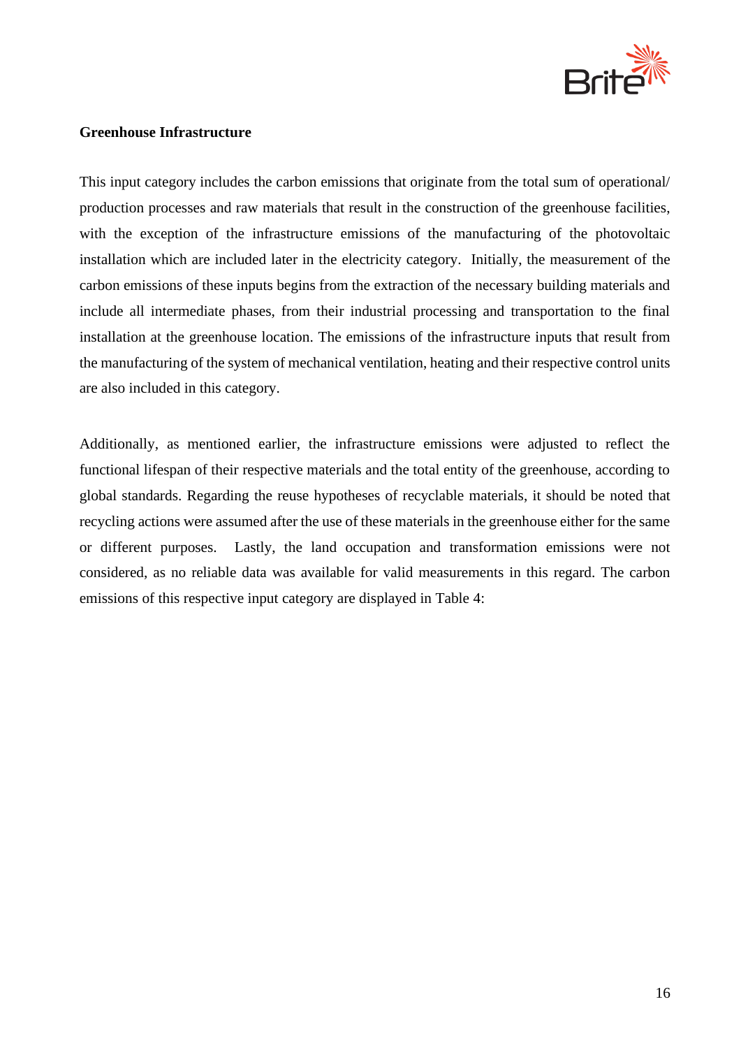**Greenhouse Infrastructure**

This input category includes the carbon emissions that originate from the total sum of operational/ production processes and raw materials that result in the construction of the greenhouse facilities, with the exception of the infrastructure emissions of the manufacturing of the photovoltaic installation which are included later in the electricity category. Initially, the measurement of the carbon emissions of these inputs begins from the extraction of the necessary building materials and include all intermediate phases, from their industrial processing and transportation to the final installation at the greenhouse location. The emissions of the infrastructure inputs that result from the manufacturing of the system of mechanical ventilation, heating and their respective control units are also included in this category.

Additionally, as mentioned earlier, the infrastructure emissions were adjusted to reflect the functional lifespan of their respective materials and the total entity of the greenhouse, according to global standards. Regarding the reuse hypotheses of recyclable materials, it should be noted that recycling actions were assumed after the use of these materials in the greenhouse either for the same or different purposes. Lastly, the land occupation and transformation emissions were not considered, as no reliable data was available for valid measurements in this regard. The carbon emissions of this respective input category are displayed in Table 4: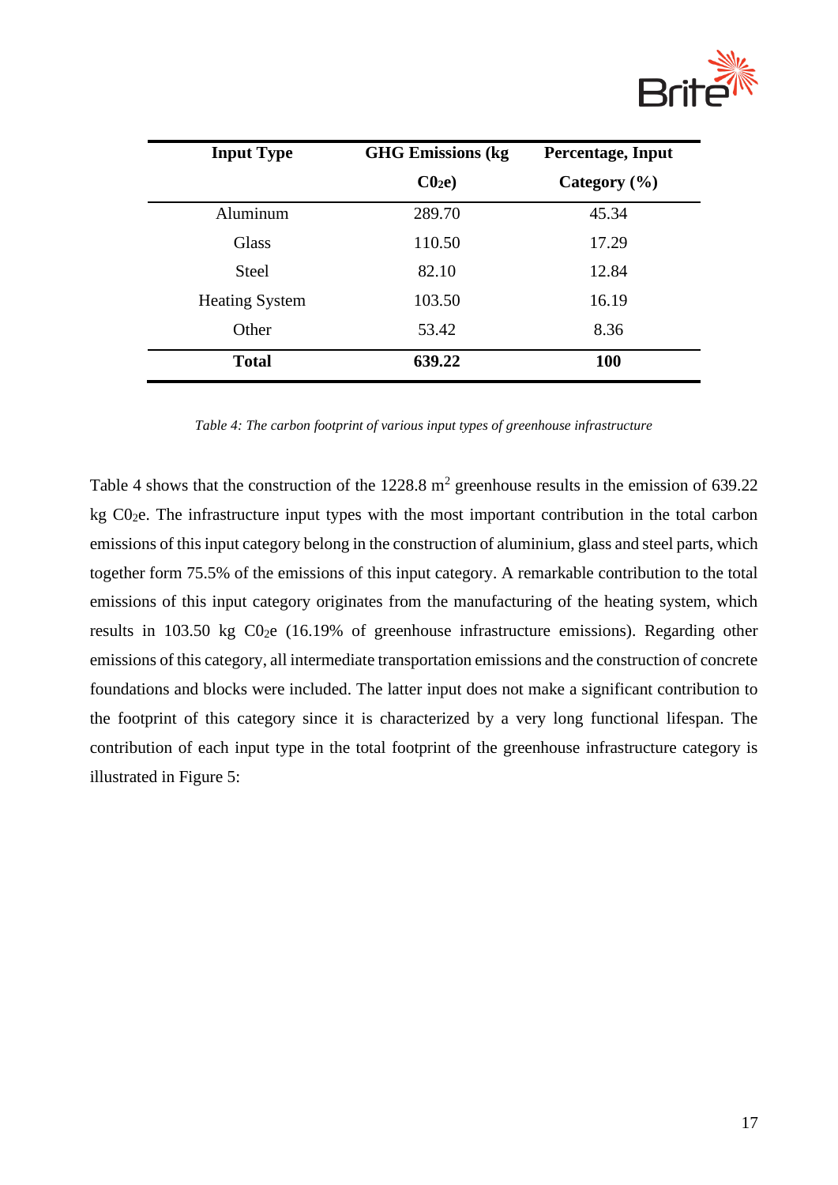| Input Type | GHG Emissions (kg $C0_2e$) | Percentage, Input Category (%) |
|---|---|---|
| Aluminum | 289.70 | 45.34 |
| Glass | 110.50 | 17.29 |
| Steel | 82.10 | 12.84 |
| Heating System | 103.50 | 16.19 |
| Other | 53.42 | 8.36 |
| **Total** | **639.22** | **100** |

*Table 4: The carbon footprint of various input types of greenhouse infrastructure*

Table 4 shows that the construction of the 1228.8 $m^2$ greenhouse results in the emission of 639.22 kg $C0_2e$. The infrastructure input types with the most important contribution in the total carbon emissions of this input category belong in the construction of aluminium, glass and steel parts, which together form 75.5% of the emissions of this input category. A remarkable contribution to the total emissions of this input category originates from the manufacturing of the heating system, which results in 103.50 kg $C0_2e$ (16.19% of greenhouse infrastructure emissions). Regarding other emissions of this category, all intermediate transportation emissions and the construction of concrete foundations and blocks were included. The latter input does not make a significant contribution to the footprint of this category since it is characterized by a very long functional lifespan. The contribution of each input type in the total footprint of the greenhouse infrastructure category is illustrated in Figure 5: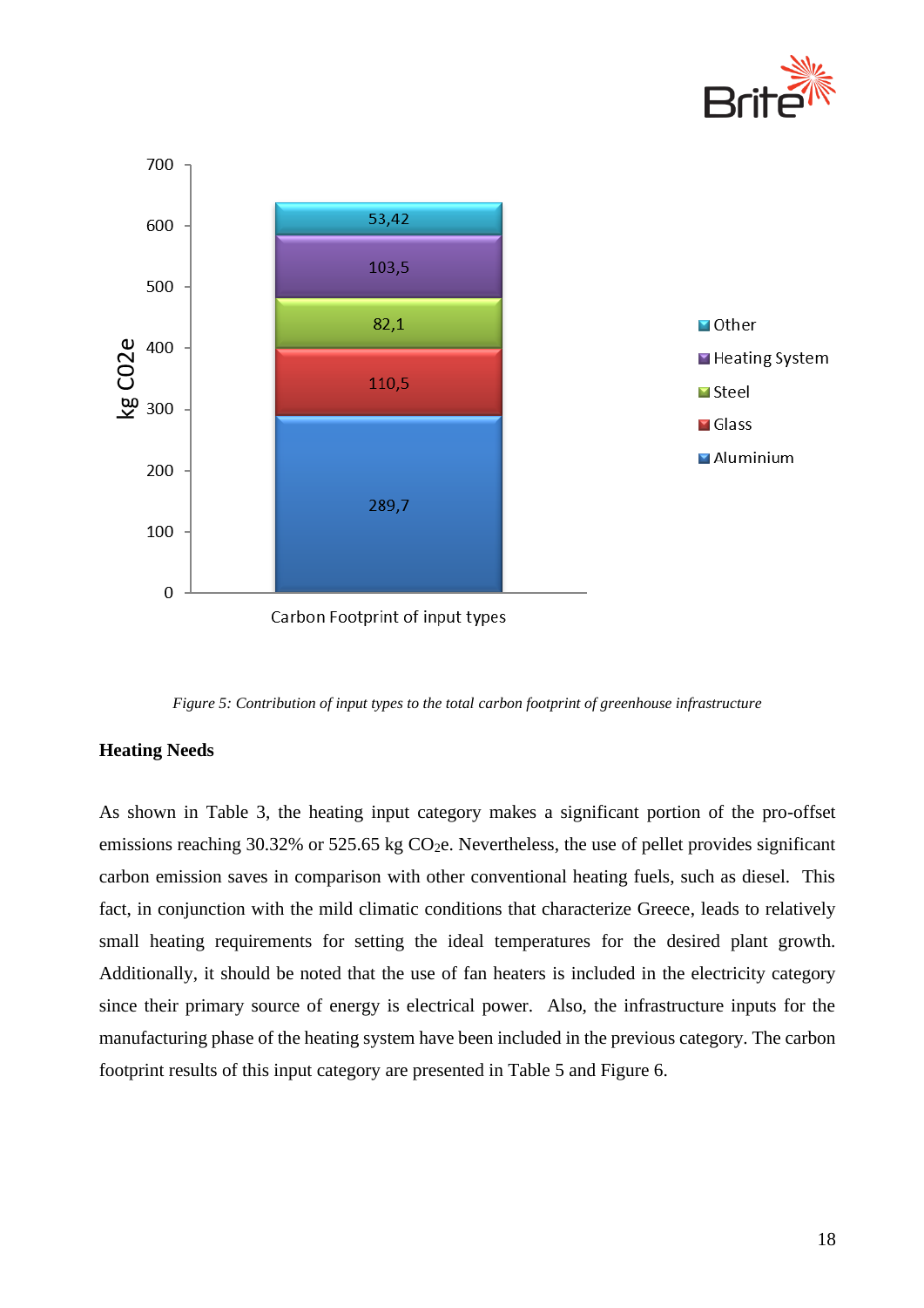*Figure 5: Contribution of input types to the total carbon footprint of greenhouse infrastructure*

**Heating Needs**

As shown in Table 3, the heating input category makes a significant portion of the pro-offset emissions reaching 30.32% or 525.65 kg $CO_2$e. Nevertheless, the use of pellet provides significant carbon emission saves in comparison with other conventional heating fuels, such as diesel. This fact, in conjunction with the mild climatic conditions that characterize Greece, leads to relatively small heating requirements for setting the ideal temperatures for the desired plant growth. Additionally, it should be noted that the use of fan heaters is included in the electricity category since their primary source of energy is electrical power. Also, the infrastructure inputs for the manufacturing phase of the heating system have been included in the previous category. The carbon footprint results of this input category are presented in Table 5 and Figure 6.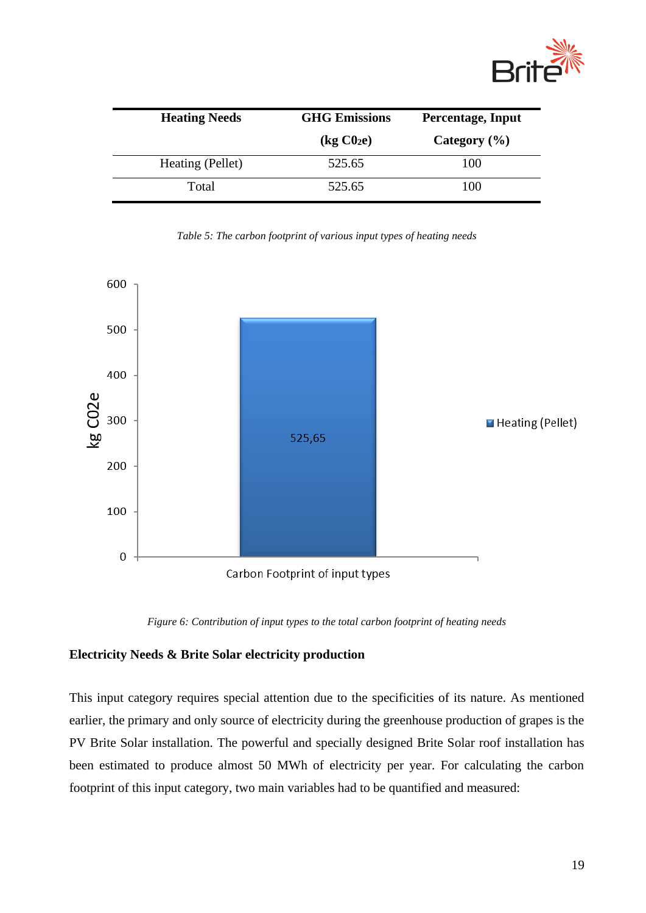| Heating Needs | GHG Emissions (kg $C0_2e$) | Percentage, Input Category (%) |
|---|---|---|
| Heating (Pellet) | 525.65 | 100 |
| Total | 525.65 | 100 |

*Table 5: The carbon footprint of various input types of heating needs*

*Figure 6: Contribution of input types to the total carbon footprint of heating needs*

**Electricity Needs & Brite Solar electricity production**

This input category requires special attention due to the specificities of its nature. As mentioned earlier, the primary and only source of electricity during the greenhouse production of grapes is the PV Brite Solar installation. The powerful and specially designed Brite Solar roof installation has been estimated to produce almost 50 MWh of electricity per year. For calculating the carbon footprint of this input category, two main variables had to be quantified and measured: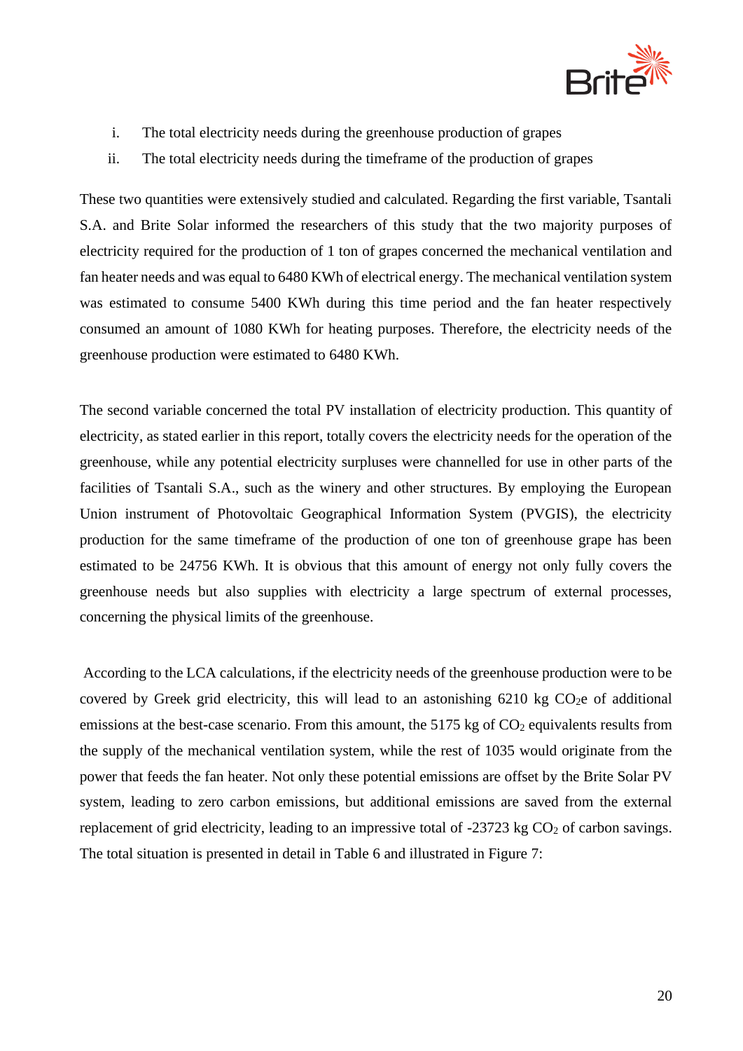i. The total electricity needs during the greenhouse production of grapes
ii. The total electricity needs during the timeframe of the production of grapes

These two quantities were extensively studied and calculated. Regarding the first variable, Tsantali S.A. and Brite Solar informed the researchers of this study that the two majority purposes of electricity required for the production of 1 ton of grapes concerned the mechanical ventilation and fan heater needs and was equal to 6480 KWh of electrical energy. The mechanical ventilation system was estimated to consume 5400 KWh during this time period and the fan heater respectively consumed an amount of 1080 KWh for heating purposes. Therefore, the electricity needs of the greenhouse production were estimated to 6480 KWh.

The second variable concerned the total PV installation of electricity production. This quantity of electricity, as stated earlier in this report, totally covers the electricity needs for the operation of the greenhouse, while any potential electricity surpluses were channelled for use in other parts of the facilities of Tsantali S.A., such as the winery and other structures. By employing the European Union instrument of Photovoltaic Geographical Information System (PVGIS), the electricity production for the same timeframe of the production of one ton of greenhouse grape has been estimated to be 24756 KWh. It is obvious that this amount of energy not only fully covers the greenhouse needs but also supplies with electricity a large spectrum of external processes, concerning the physical limits of the greenhouse.

According to the LCA calculations, if the electricity needs of the greenhouse production were to be covered by Greek grid electricity, this will lead to an astonishing 6210 kg $CO_2e$ of additional emissions at the best-case scenario. From this amount, the 5175 kg of $CO_2$ equivalents results from the supply of the mechanical ventilation system, while the rest of 1035 would originate from the power that feeds the fan heater. Not only these potential emissions are offset by the Brite Solar PV system, leading to zero carbon emissions, but additional emissions are saved from the external replacement of grid electricity, leading to an impressive total of -23723 kg $CO_2$ of carbon savings. The total situation is presented in detail in Table 6 and illustrated in Figure 7: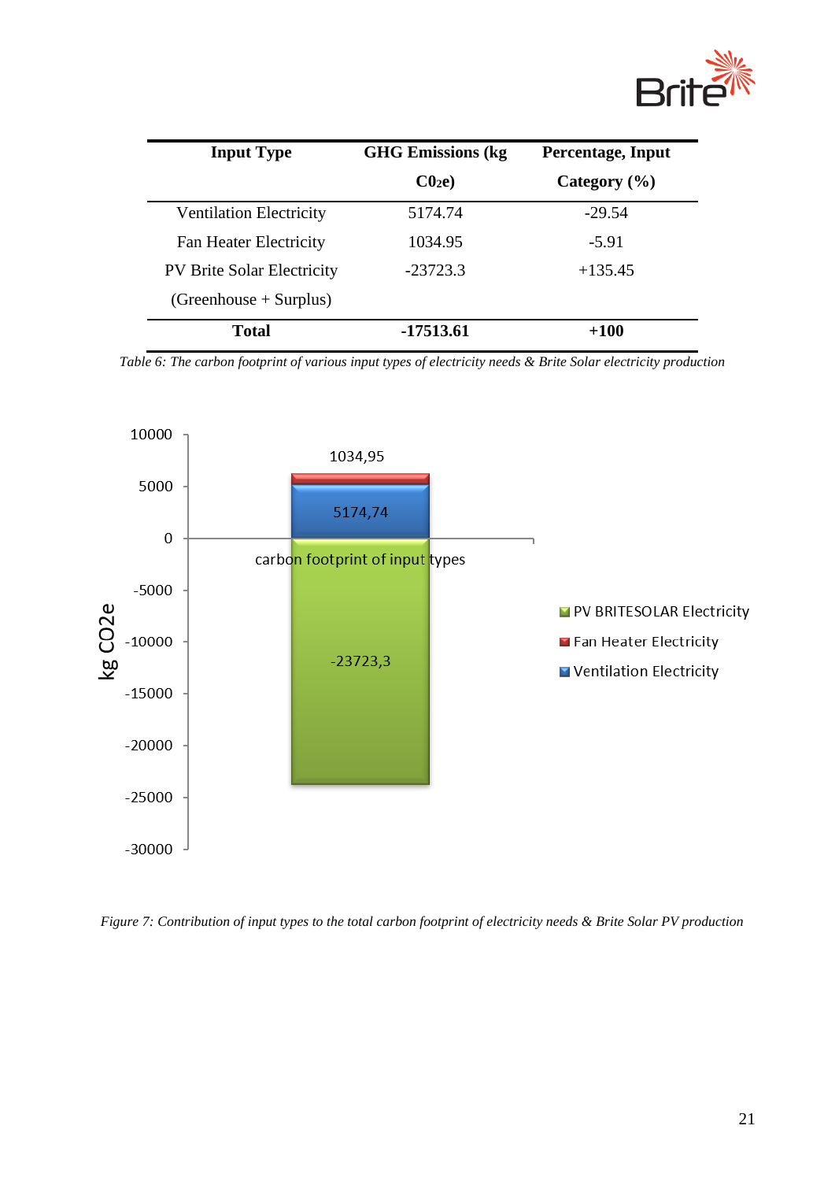| Input Type | GHG Emissions (kg $C0_2e$) | Percentage, Input Category (%) |
|---|---|---|
| Ventilation Electricity | 5174.74 | -29.54 |
| Fan Heater Electricity | 1034.95 | -5.91 |
| PV Brite Solar Electricity (Greenhouse + Surplus) | -23723.3 | +135.45 |
| **Total** | **-17513.61** | **+100** |

*Table 6: The carbon footprint of various input types of electricity needs & Brite Solar electricity production*

*Figure 7: Contribution of input types to the total carbon footprint of electricity needs & Brite Solar PV production*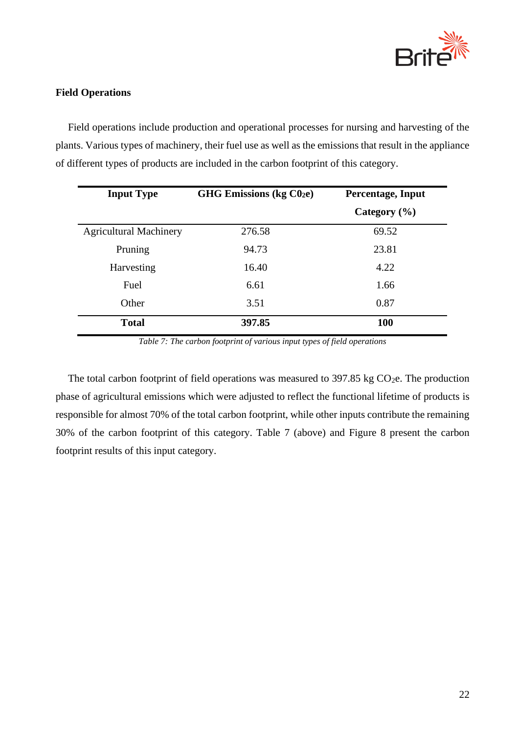**Field Operations**

Field operations include production and operational processes for nursing and harvesting of the plants. Various types of machinery, their fuel use as well as the emissions that result in the appliance of different types of products are included in the carbon footprint of this category.

| Input Type | GHG Emissions (kg $C0_2e$) | Percentage, Input Category (%) |
|---|---|---|
| Agricultural Machinery | 276.58 | 69.52 |
| Pruning | 94.73 | 23.81 |
| Harvesting | 16.40 | 4.22 |
| Fuel | 6.61 | 1.66 |
| Other | 3.51 | 0.87 |
| **Total** | **397.85** | **100** |

*Table 7: The carbon footprint of various input types of field operations*

The total carbon footprint of field operations was measured to 397.85 kg $CO_2e$. The production phase of agricultural emissions which were adjusted to reflect the functional lifetime of products is responsible for almost 70% of the total carbon footprint, while other inputs contribute the remaining 30% of the carbon footprint of this category. Table 7 (above) and Figure 8 present the carbon footprint results of this input category.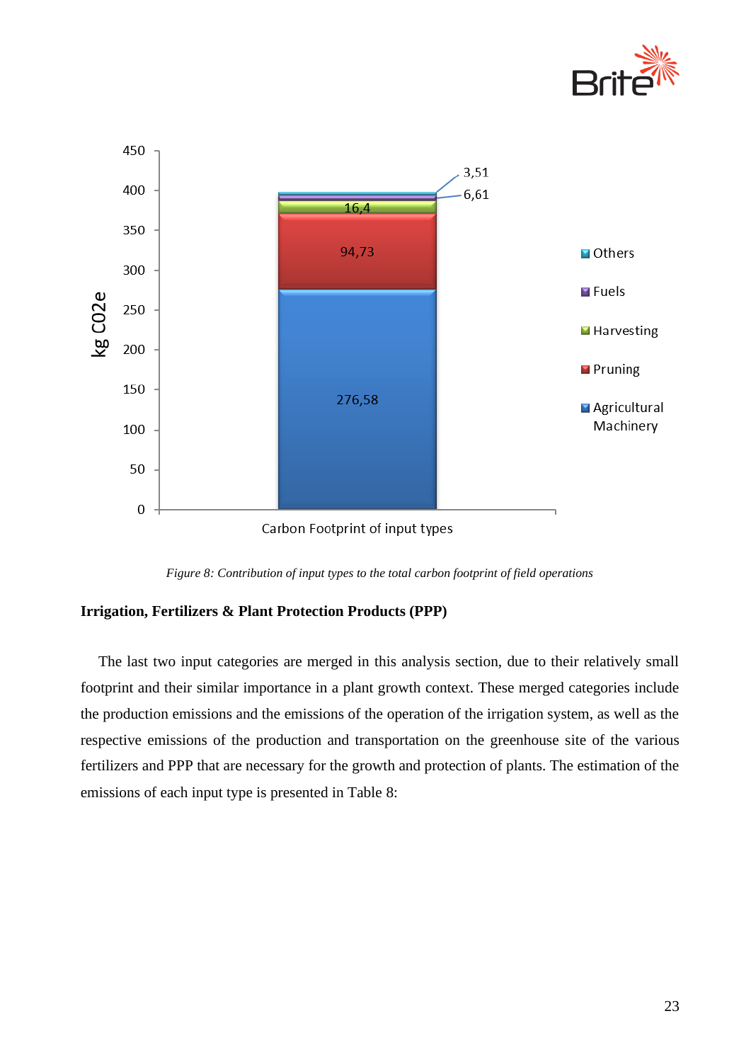Figure 8: Contribution of input types to the total carbon footprint of field operations

**Irrigation, Fertilizers & Plant Protection Products (PPP)**

The last two input categories are merged in this analysis section, due to their relatively small footprint and their similar importance in a plant growth context. These merged categories include the production emissions and the emissions of the operation of the irrigation system, as well as the respective emissions of the production and transportation on the greenhouse site of the various fertilizers and PPP that are necessary for the growth and protection of plants. The estimation of the emissions of each input type is presented in Table 8: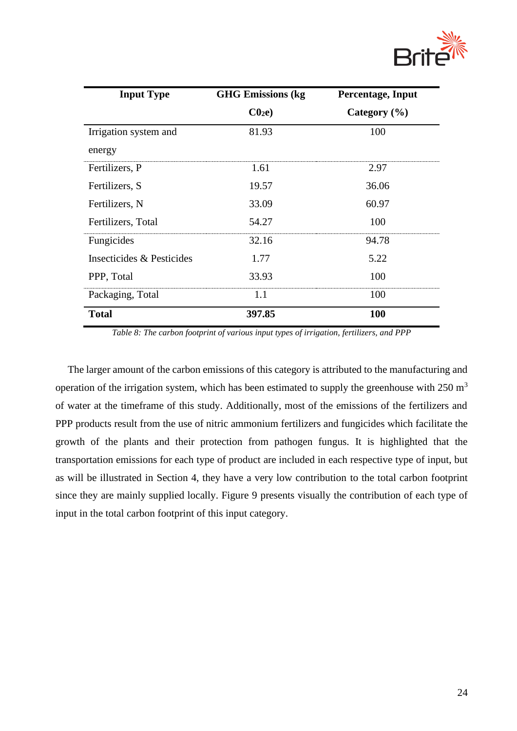| Input Type | GHG Emissions (kg $C0_2e$) | Percentage, Input Category (%) |
|---|---|---|
| Irrigation system and energy | 81.93 | 100 |
| Fertilizers, P | 1.61 | 2.97 |
| Fertilizers, S | 19.57 | 36.06 |
| Fertilizers, N | 33.09 | 60.97 |
| Fertilizers, Total | 54.27 | 100 |
| Fungicides | 32.16 | 94.78 |
| Insecticides & Pesticides | 1.77 | 5.22 |
| PPP, Total | 33.93 | 100 |
| Packaging, Total | 1.1 | 100 |
| **Total** | **397.85** | **100** |

*Table 8: The carbon footprint of various input types of irrigation, fertilizers, and PPP*

The larger amount of the carbon emissions of this category is attributed to the manufacturing and operation of the irrigation system, which has been estimated to supply the greenhouse with 250 $m^3$ of water at the timeframe of this study. Additionally, most of the emissions of the fertilizers and PPP products result from the use of nitric ammonium fertilizers and fungicides which facilitate the growth of the plants and their protection from pathogen fungus. It is highlighted that the transportation emissions for each type of product are included in each respective type of input, but as will be illustrated in Section 4, they have a very low contribution to the total carbon footprint since they are mainly supplied locally. Figure 9 presents visually the contribution of each type of input in the total carbon footprint of this input category.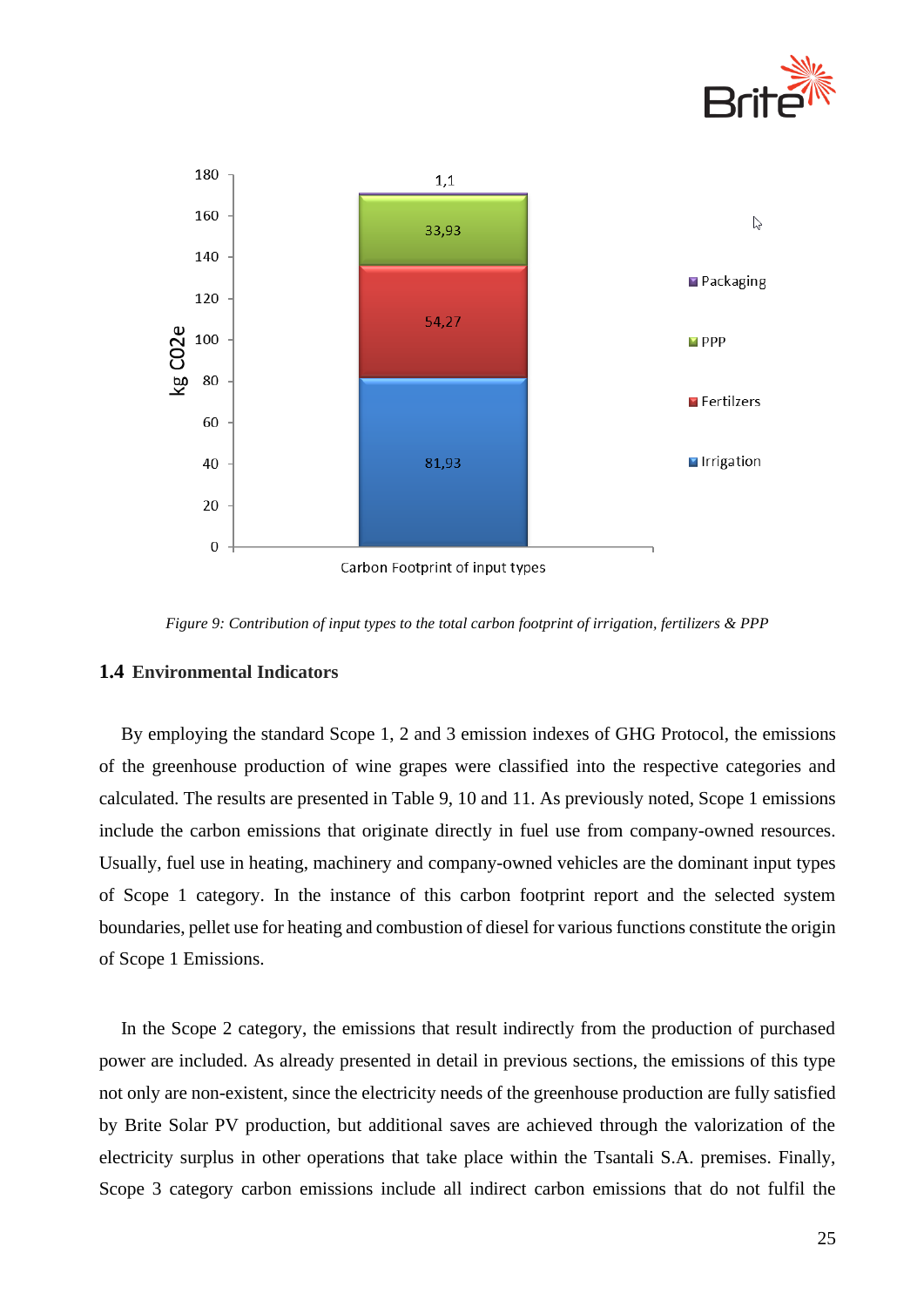Figure 9: *Contribution of input types to the total carbon footprint of irrigation, fertilizers & PPP*

## 1.4 Environmental Indicators

By employing the standard Scope 1, 2 and 3 emission indexes of GHG Protocol, the emissions of the greenhouse production of wine grapes were classified into the respective categories and calculated. The results are presented in Table 9, 10 and 11. As previously noted, Scope 1 emissions include the carbon emissions that originate directly in fuel use from company-owned resources. Usually, fuel use in heating, machinery and company-owned vehicles are the dominant input types of Scope 1 category. In the instance of this carbon footprint report and the selected system boundaries, pellet use for heating and combustion of diesel for various functions constitute the origin of Scope 1 Emissions.

In the Scope 2 category, the emissions that result indirectly from the production of purchased power are included. As already presented in detail in previous sections, the emissions of this type not only are non-existent, since the electricity needs of the greenhouse production are fully satisfied by Brite Solar PV production, but additional saves are achieved through the valorization of the electricity surplus in other operations that take place within the Tsantali S.A. premises. Finally, Scope 3 category carbon emissions include all indirect carbon emissions that do not fulfil the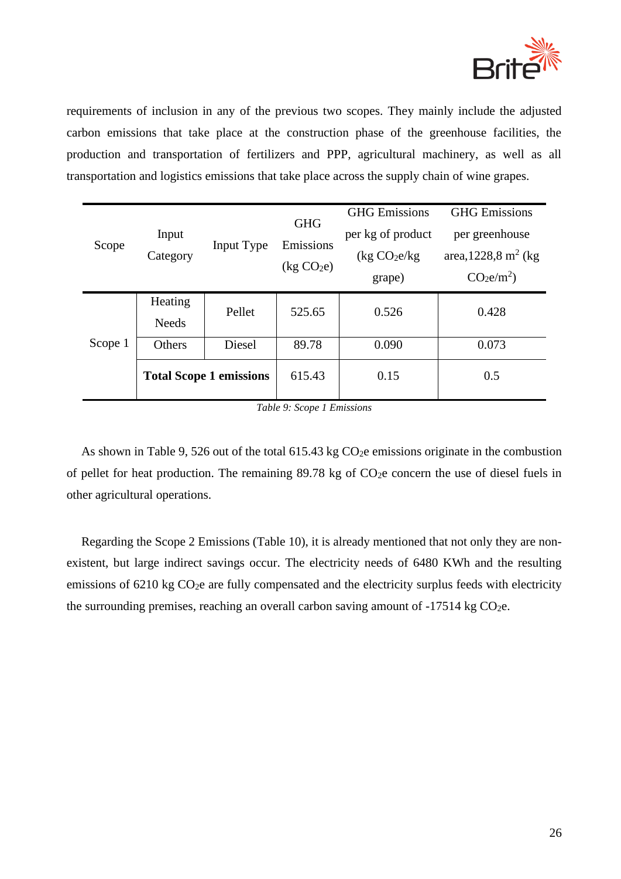requirements of inclusion in any of the previous two scopes. They mainly include the adjusted carbon emissions that take place at the construction phase of the greenhouse facilities, the production and transportation of fertilizers and PPP, agricultural machinery, as well as all transportation and logistics emissions that take place across the supply chain of wine grapes.

| Scope | Input Category | Input Type | GHG Emissions (kg $CO_2e$) | GHG Emissions per kg of product (kg $CO_2e$/kg grape) | GHG Emissions per greenhouse area,1228,8 $m^2$ (kg $CO_2e/m^2$) |
|---|---|---|---|---|---|
| Scope 1 | Heating Needs | Pellet | 525.65 | 0.526 | 0.428 |
| | Others | Diesel | 89.78 | 0.090 | 0.073 |
| | **Total Scope 1 emissions** | | 615.43 | 0.15 | 0.5 |

*Table 9: Scope 1 Emissions*

As shown in Table 9, 526 out of the total 615.43 kg $CO_2e$ emissions originate in the combustion of pellet for heat production. The remaining 89.78 kg of $CO_2e$ concern the use of diesel fuels in other agricultural operations.

Regarding the Scope 2 Emissions (Table 10), it is already mentioned that not only they are non-existent, but large indirect savings occur. The electricity needs of 6480 KWh and the resulting emissions of 6210 kg $CO_2e$ are fully compensated and the electricity surplus feeds with electricity the surrounding premises, reaching an overall carbon saving amount of -17514 kg $CO_2e$.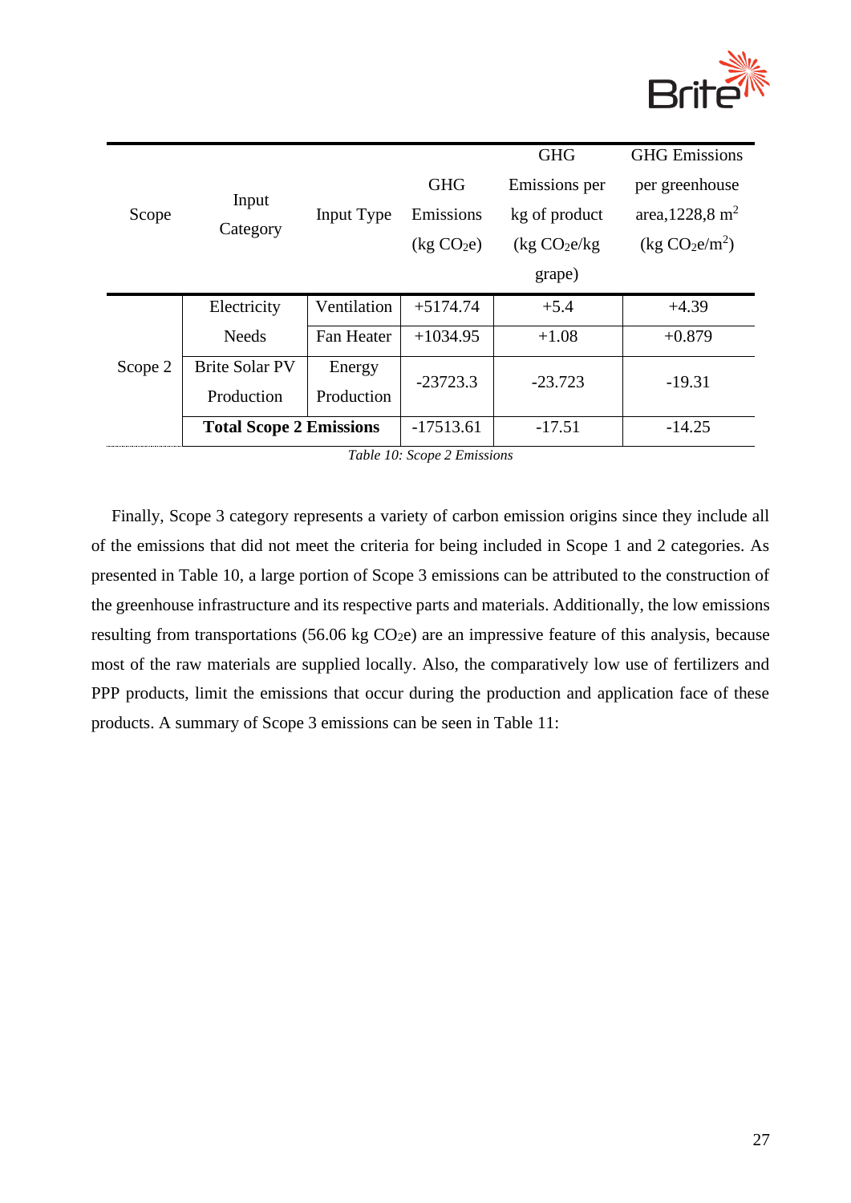| Scope | Input Category | Input Type | GHG Emissions (kg $CO_2e$) | GHG Emissions per kg of product (kg $CO_2e$/kg grape) | GHG Emissions per greenhouse area,1228,8 $m^2$ (kg $CO_2e/m^2$) |
|---|---|---|---|---|---|
| Scope 2 | Electricity Needs | Ventilation | +5174.74 | +5.4 | +4.39 |
| | | Fan Heater | +1034.95 | +1.08 | +0.879 |
| | Brite Solar PV Production | Energy Production | -23723.3 | -23.723 | -19.31 |
| | **Total Scope 2 Emissions** | | -17513.61 | -17.51 | -14.25 |

*Table 10: Scope 2 Emissions*

Finally, Scope 3 category represents a variety of carbon emission origins since they include all of the emissions that did not meet the criteria for being included in Scope 1 and 2 categories. As presented in Table 10, a large portion of Scope 3 emissions can be attributed to the construction of the greenhouse infrastructure and its respective parts and materials. Additionally, the low emissions resulting from transportations (56.06 kg $CO_2e$) are an impressive feature of this analysis, because most of the raw materials are supplied locally. Also, the comparatively low use of fertilizers and PPP products, limit the emissions that occur during the production and application face of these products. A summary of Scope 3 emissions can be seen in Table 11: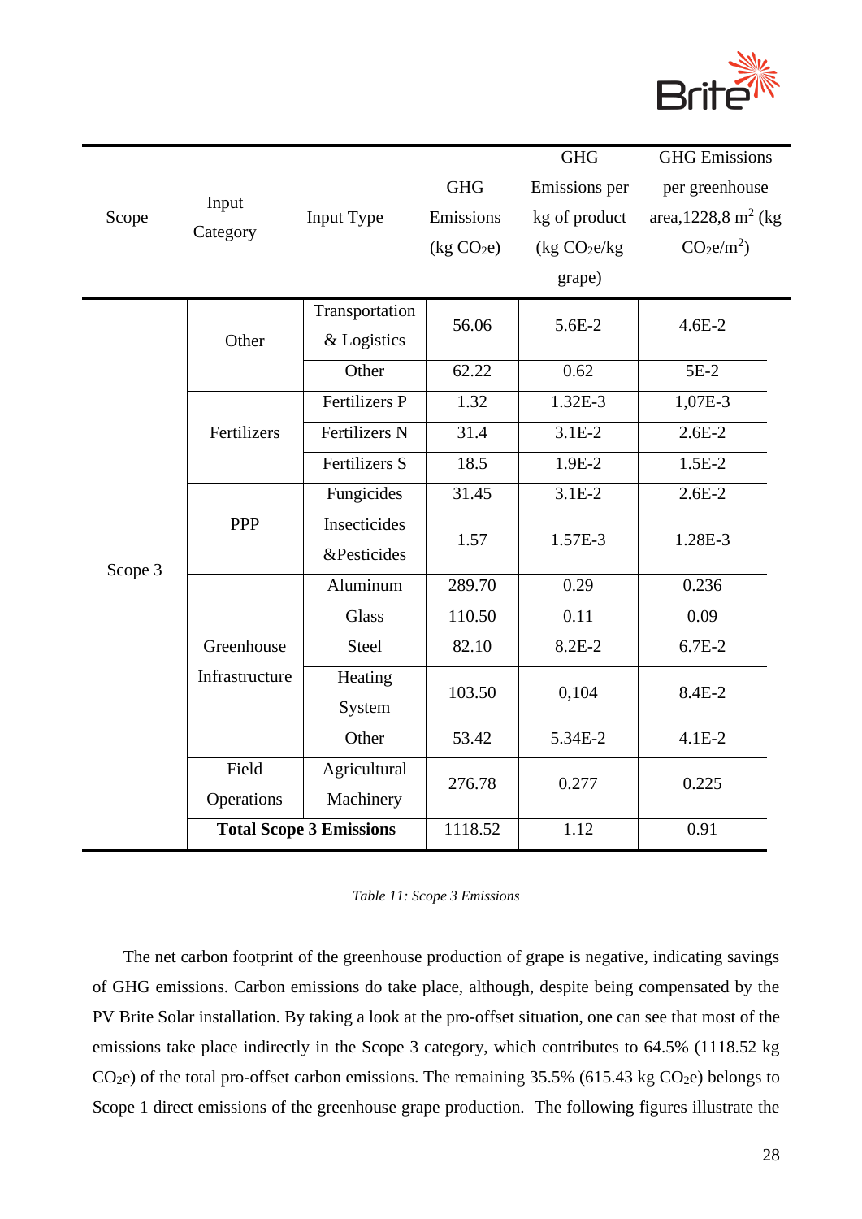| Scope | Input Category | Input Type | GHG Emissions (kg $CO_2e$) | GHG Emissions per kg of product (kg $CO_2e$/kg grape) | GHG Emissions per greenhouse area,1228,8 $m^2$ (kg $CO_2e/m^2$) |
|---|---|---|---|---|---|
| Scope 3 | Other | Transportation & Logistics | 56.06 | 5.6E-2 | 4.6E-2 |
| | | Other | 62.22 | 0.62 | 5E-2 |
| | Fertilizers | Fertilizers P | 1.32 | 1.32E-3 | 1,07E-3 |
| | | Fertilizers N | 31.4 | 3.1E-2 | 2.6E-2 |
| | | Fertilizers S | 18.5 | 1.9E-2 | 1.5E-2 |
| | PPP | Fungicides | 31.45 | 3.1E-2 | 2.6E-2 |
| | | Insecticides &Pesticides | 1.57 | 1.57E-3 | 1.28E-3 |
| | Greenhouse Infrastructure | Aluminum | 289.70 | 0.29 | 0.236 |
| | | Glass | 110.50 | 0.11 | 0.09 |
| | | Steel | 82.10 | 8.2E-2 | 6.7E-2 |
| | | Heating System | 103.50 | 0,104 | 8.4E-2 |
| | | Other | 53.42 | 5.34E-2 | 4.1E-2 |
| | Field Operations | Agricultural Machinery | 276.78 | 0.277 | 0.225 |
| | **Total Scope 3 Emissions** | | 1118.52 | 1.12 | 0.91 |

*Table 11: Scope 3 Emissions*

The net carbon footprint of the greenhouse production of grape is negative, indicating savings of GHG emissions. Carbon emissions do take place, although, despite being compensated by the PV Brite Solar installation. By taking a look at the pro-offset situation, one can see that most of the emissions take place indirectly in the Scope 3 category, which contributes to 64.5% (1118.52 kg $CO_2e$) of the total pro-offset carbon emissions. The remaining 35.5% (615.43 kg $CO_2e$) belongs to Scope 1 direct emissions of the greenhouse grape production. The following figures illustrate the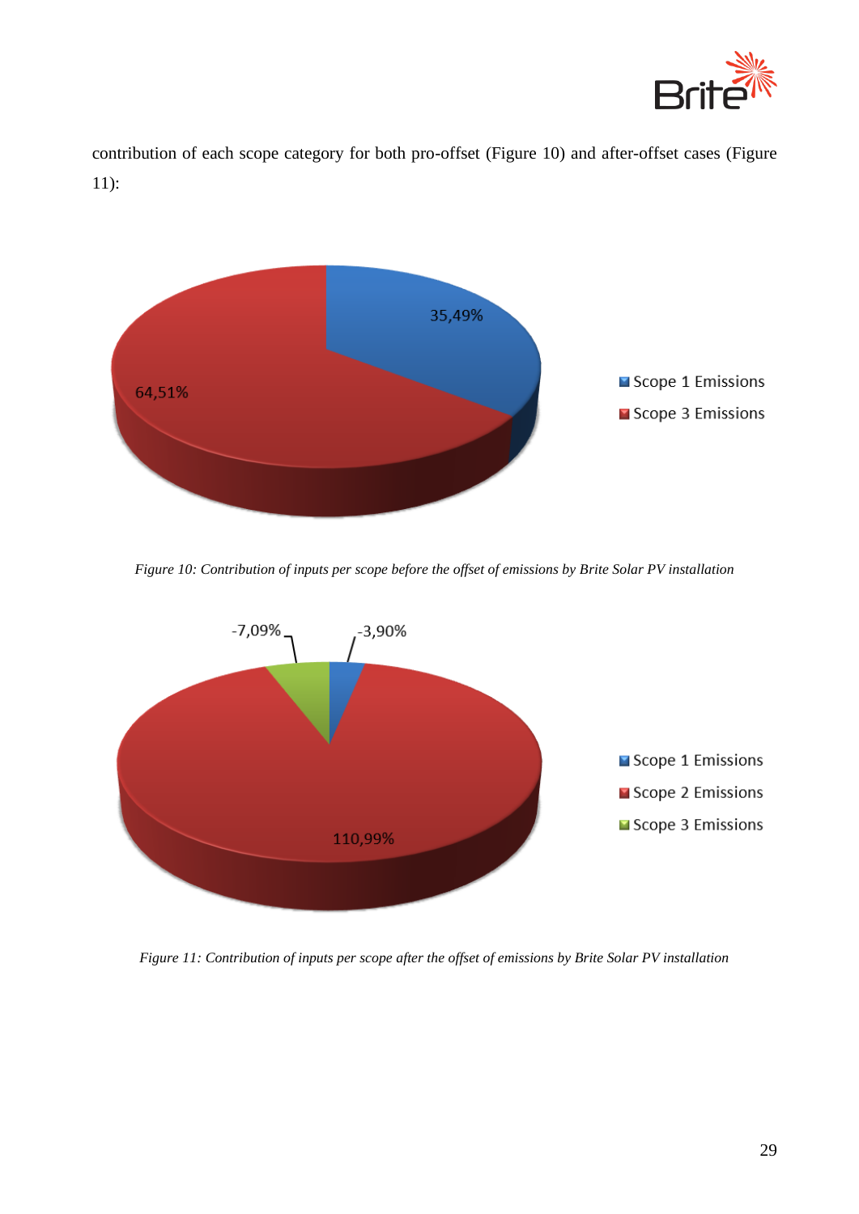contribution of each scope category for both pro-offset (Figure 10) and after-offset cases (Figure 11):

*Figure 10: Contribution of inputs per scope before the offset of emissions by Brite Solar PV installation*

*Figure 11: Contribution of inputs per scope after the offset of emissions by Brite Solar PV installation*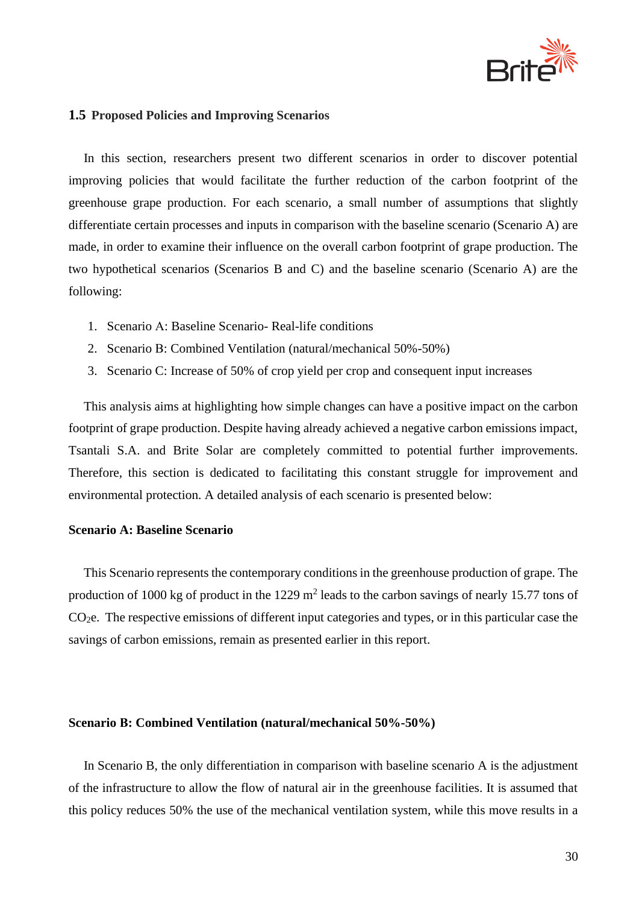### 1.5 Proposed Policies and Improving Scenarios

In this section, researchers present two different scenarios in order to discover potential improving policies that would facilitate the further reduction of the carbon footprint of the greenhouse grape production. For each scenario, a small number of assumptions that slightly differentiate certain processes and inputs in comparison with the baseline scenario (Scenario A) are made, in order to examine their influence on the overall carbon footprint of grape production. The two hypothetical scenarios (Scenarios B and C) and the baseline scenario (Scenario A) are the following:

1. Scenario A: Baseline Scenario- Real-life conditions
2. Scenario B: Combined Ventilation (natural/mechanical 50%-50%)
3. Scenario C: Increase of 50% of crop yield per crop and consequent input increases

This analysis aims at highlighting how simple changes can have a positive impact on the carbon footprint of grape production. Despite having already achieved a negative carbon emissions impact, Tsantali S.A. and Brite Solar are completely committed to potential further improvements. Therefore, this section is dedicated to facilitating this constant struggle for improvement and environmental protection. A detailed analysis of each scenario is presented below:

**Scenario A: Baseline Scenario**

This Scenario represents the contemporary conditions in the greenhouse production of grape. The production of 1000 kg of product in the 1229 $m^2$ leads to the carbon savings of nearly 15.77 tons of $CO_2e$. The respective emissions of different input categories and types, or in this particular case the savings of carbon emissions, remain as presented earlier in this report.

**Scenario B: Combined Ventilation (natural/mechanical 50%-50%)**

In Scenario B, the only differentiation in comparison with baseline scenario A is the adjustment of the infrastructure to allow the flow of natural air in the greenhouse facilities. It is assumed that this policy reduces 50% the use of the mechanical ventilation system, while this move results in a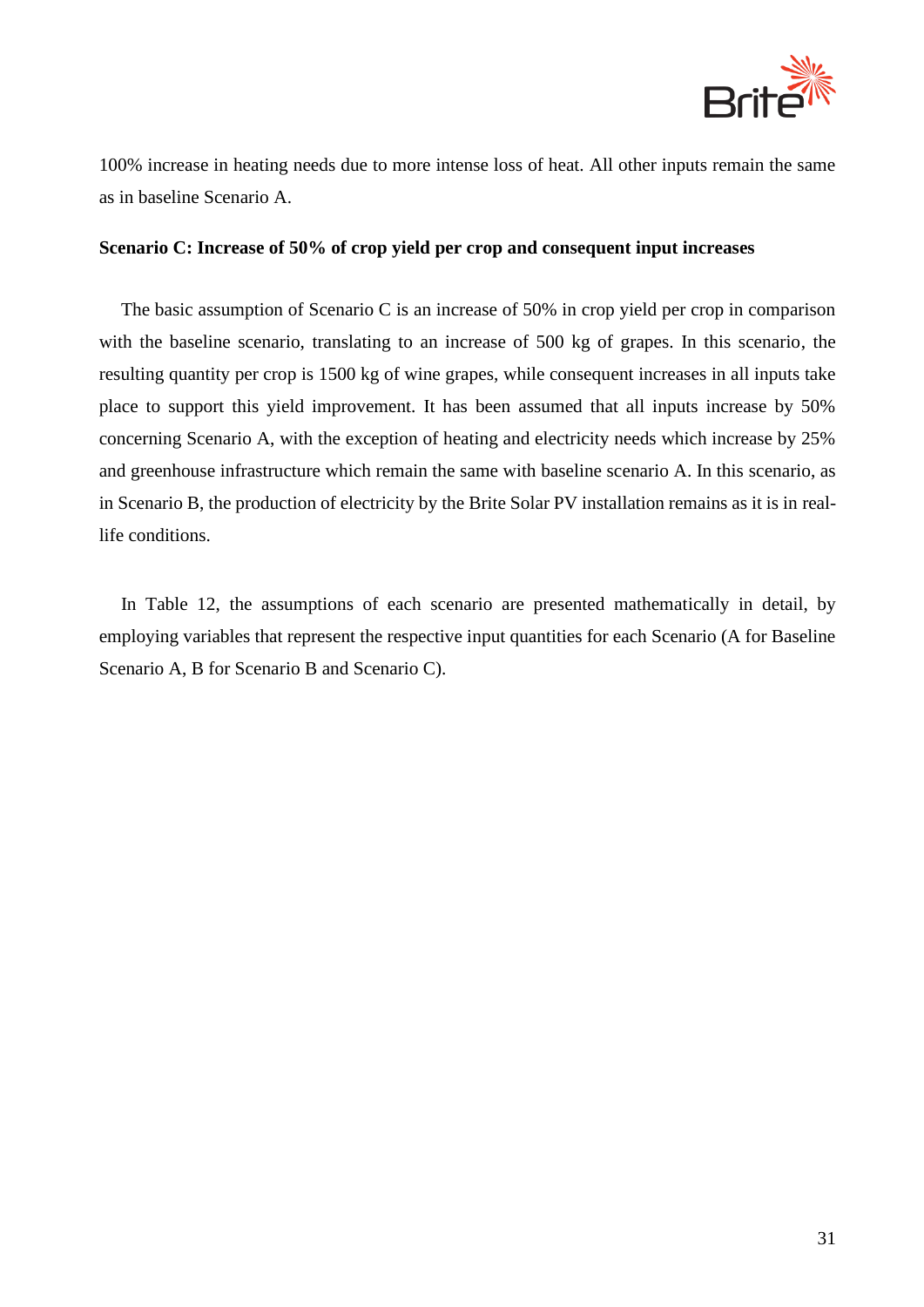100% increase in heating needs due to more intense loss of heat. All other inputs remain the same as in baseline Scenario A.

**Scenario C: Increase of 50% of crop yield per crop and consequent input increases**

The basic assumption of Scenario C is an increase of 50% in crop yield per crop in comparison with the baseline scenario, translating to an increase of 500 kg of grapes. In this scenario, the resulting quantity per crop is 1500 kg of wine grapes, while consequent increases in all inputs take place to support this yield improvement. It has been assumed that all inputs increase by 50% concerning Scenario A, with the exception of heating and electricity needs which increase by 25% and greenhouse infrastructure which remain the same with baseline scenario A. In this scenario, as in Scenario B, the production of electricity by the Brite Solar PV installation remains as it is in real-life conditions.

In Table 12, the assumptions of each scenario are presented mathematically in detail, by employing variables that represent the respective input quantities for each Scenario (A for Baseline Scenario A, B for Scenario B and Scenario C).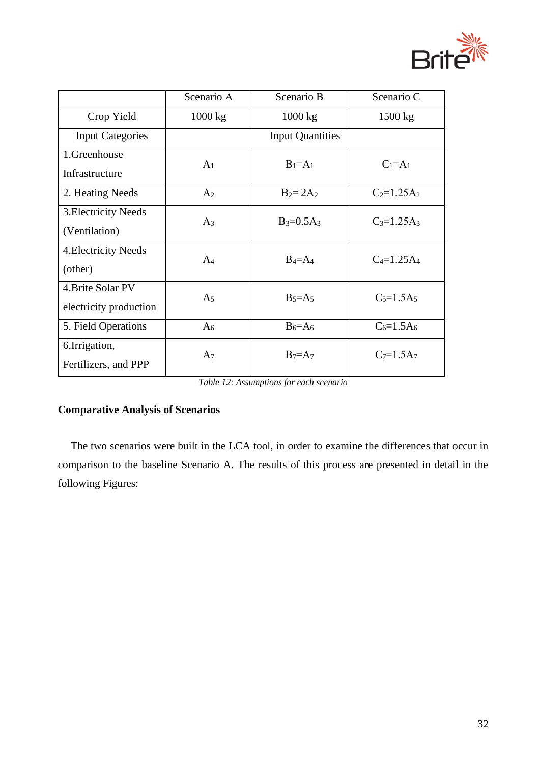|  | Scenario A | Scenario B | Scenario C |
|---|---|---|---|
| Crop Yield | 1000 kg | 1000 kg | 1500 kg |
| Input Categories | Input Quantities | | |
| 1.Greenhouse Infrastructure | $A_1$ | $B_1=A_1$ | $C_1=A_1$ |
| 2. Heating Needs | $A_2$ | $B_2= 2A_2$ | $C_2=1.25A_2$ |
| 3.Electricity Needs (Ventilation) | $A_3$ | $B_3=0.5A_3$ | $C_3=1.25A_3$ |
| 4.Electricity Needs (other) | $A_4$ | $B_4=A_4$ | $C_4=1.25A_4$ |
| 4.Brite Solar PV electricity production | $A_5$ | $B_5=A_5$ | $C_5=1.5A_5$ |
| 5. Field Operations | $A_6$ | $B_6=A_6$ | $C_6=1.5A_6$ |
| 6.Irrigation, Fertilizers, and PPP | $A_7$ | $B_7=A_7$ | $C_7=1.5A_7$ |

*Table 12: Assumptions for each scenario*

**Comparative Analysis of Scenarios**

The two scenarios were built in the LCA tool, in order to examine the differences that occur in comparison to the baseline Scenario A. The results of this process are presented in detail in the following Figures: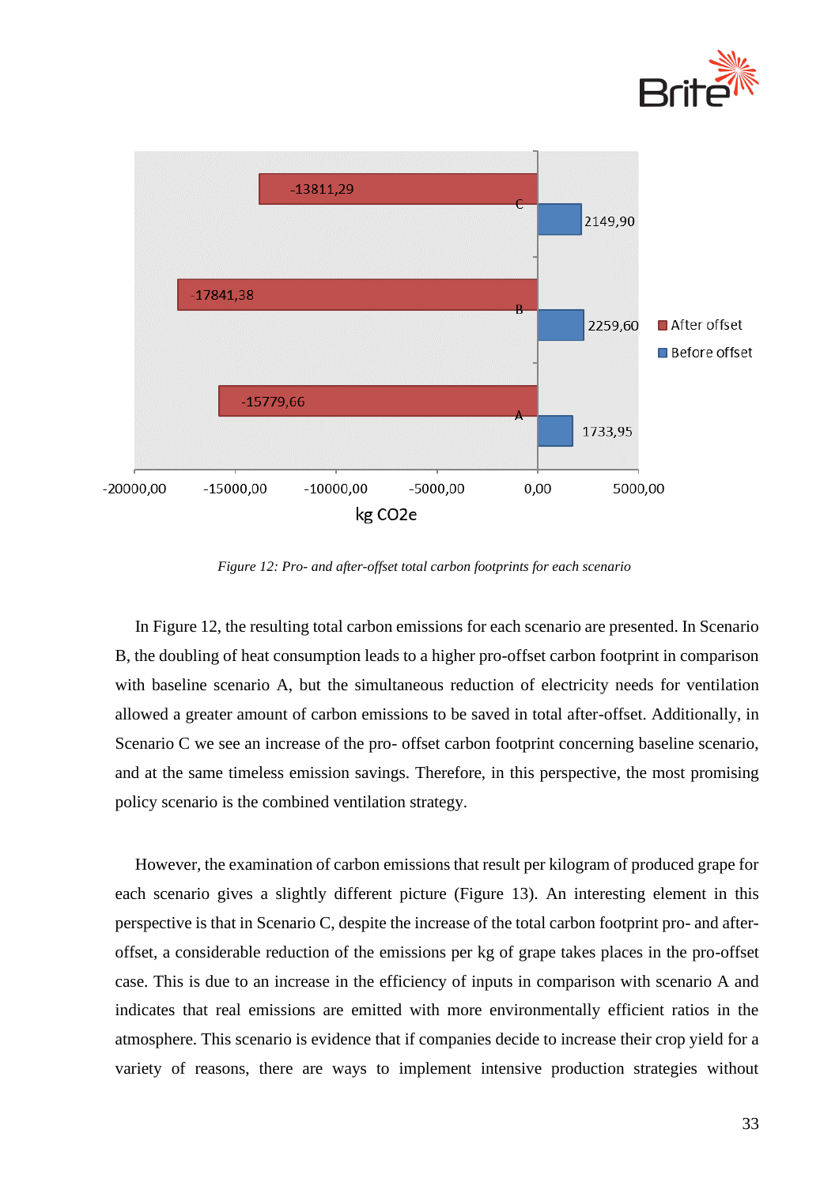*Figure 12: Pro- and after-offset total carbon footprints for each scenario*

In Figure 12, the resulting total carbon emissions for each scenario are presented. In Scenario B, the doubling of heat consumption leads to a higher pro-offset carbon footprint in comparison with baseline scenario A, but the simultaneous reduction of electricity needs for ventilation allowed a greater amount of carbon emissions to be saved in total after-offset. Additionally, in Scenario C we see an increase of the pro- offset carbon footprint concerning baseline scenario, and at the same timeless emission savings. Therefore, in this perspective, the most promising policy scenario is the combined ventilation strategy.

However, the examination of carbon emissions that result per kilogram of produced grape for each scenario gives a slightly different picture (Figure 13). An interesting element in this perspective is that in Scenario C, despite the increase of the total carbon footprint pro- and after-offset, a considerable reduction of the emissions per kg of grape takes places in the pro-offset case. This is due to an increase in the efficiency of inputs in comparison with scenario A and indicates that real emissions are emitted with more environmentally efficient ratios in the atmosphere. This scenario is evidence that if companies decide to increase their crop yield for a variety of reasons, there are ways to implement intensive production strategies without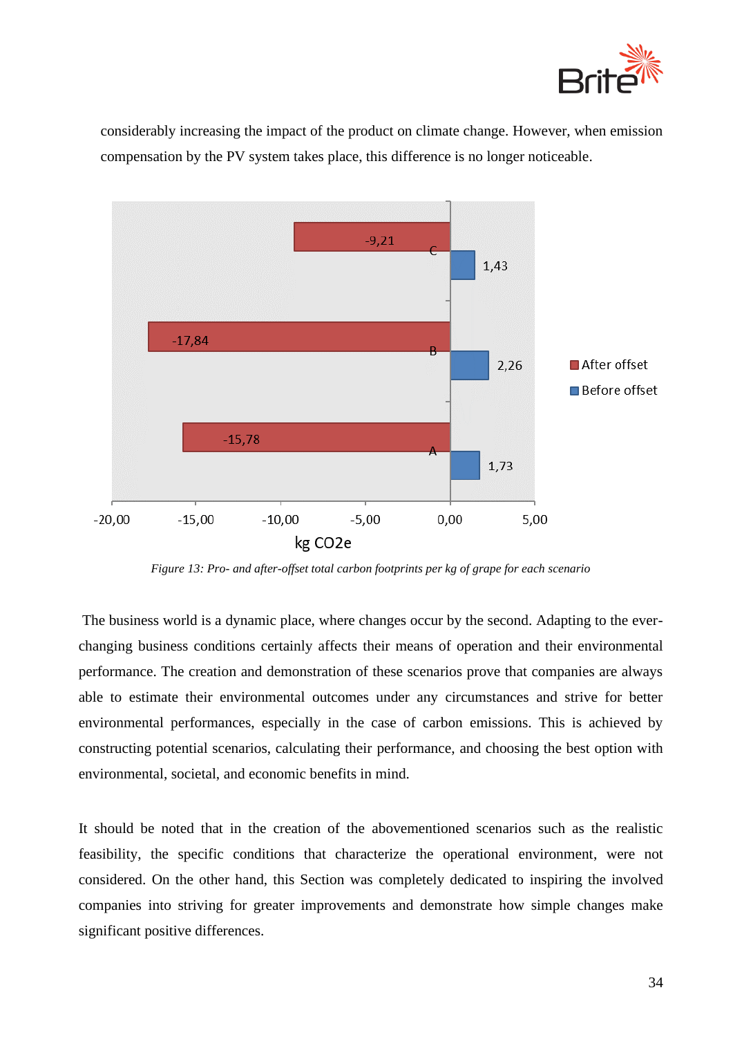considerably increasing the impact of the product on climate change. However, when emission compensation by the PV system takes place, this difference is no longer noticeable.

*Figure 13: Pro- and after-offset total carbon footprints per kg of grape for each scenario*

The business world is a dynamic place, where changes occur by the second. Adapting to the ever-changing business conditions certainly affects their means of operation and their environmental performance. The creation and demonstration of these scenarios prove that companies are always able to estimate their environmental outcomes under any circumstances and strive for better environmental performances, especially in the case of carbon emissions. This is achieved by constructing potential scenarios, calculating their performance, and choosing the best option with environmental, societal, and economic benefits in mind.

It should be noted that in the creation of the abovementioned scenarios such as the realistic feasibility, the specific conditions that characterize the operational environment, were not considered. On the other hand, this Section was completely dedicated to inspiring the involved companies into striving for greater improvements and demonstrate how simple changes make significant positive differences.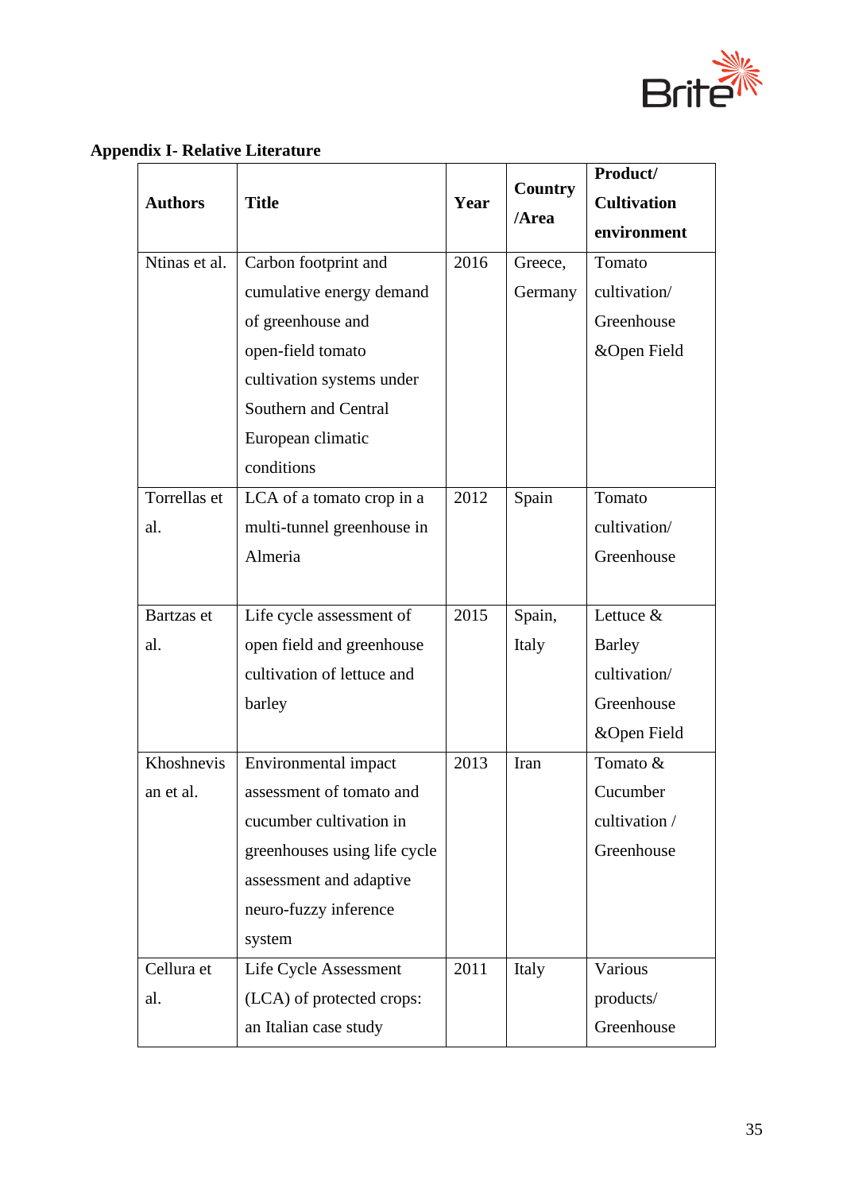**Appendix I- Relative Literature**

| Authors | Title | Year | Country /Area | Product/ Cultivation environment |
|---|---|---|---|---|
| Ntinas et al. | Carbon footprint and cumulative energy demand of greenhouse and open-field tomato cultivation systems under Southern and Central European climatic conditions | 2016 | Greece, Germany | Tomato cultivation/ Greenhouse &Open Field |
| Torrellas et al. | LCA of a tomato crop in a multi-tunnel greenhouse in Almeria | 2012 | Spain | Tomato cultivation/ Greenhouse |
| Bartzas et al. | Life cycle assessment of open field and greenhouse cultivation of lettuce and barley | 2015 | Spain, Italy | Lettuce & Barley cultivation/ Greenhouse &Open Field |
| Khoshnevisan et al. | Environmental impact assessment of tomato and cucumber cultivation in greenhouses using life cycle assessment and adaptive neuro-fuzzy inference system | 2013 | Iran | Tomato & Cucumber cultivation / Greenhouse |
| Cellura et al. | Life Cycle Assessment (LCA) of protected crops: an Italian case study | 2011 | Italy | Various products/ Greenhouse |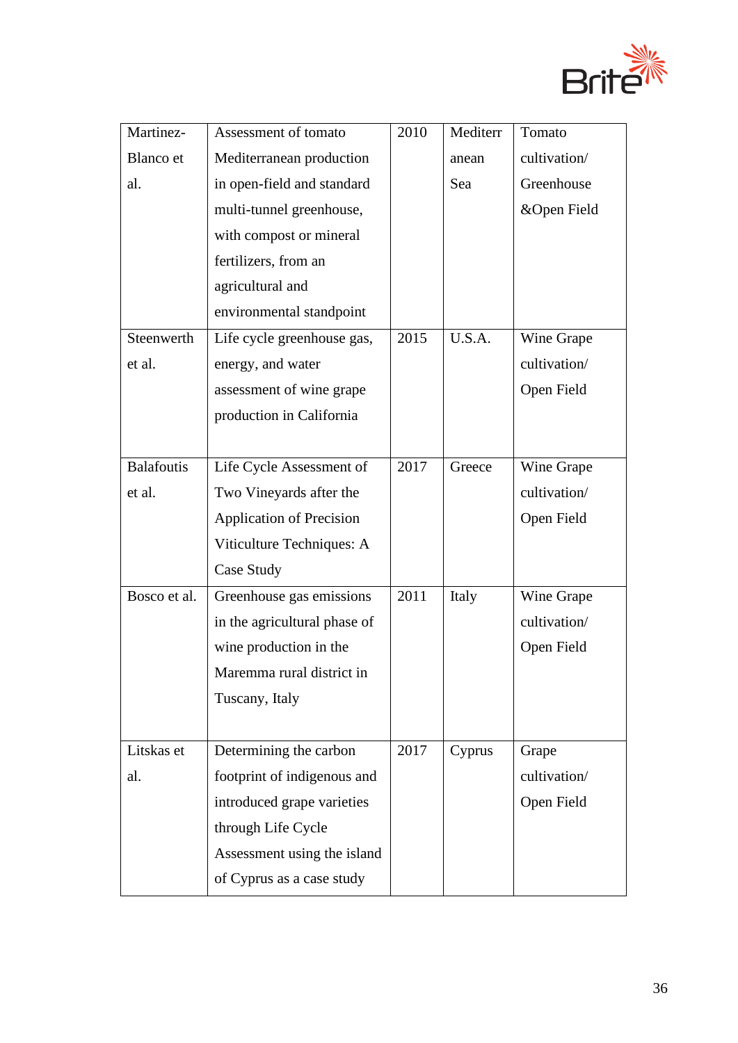| Martinez-Blanco et al. | Assessment of tomato Mediterranean production in open-field and standard multi-tunnel greenhouse, with compost or mineral fertilizers, from an agricultural and environmental standpoint | 2010 | Mediterranean Sea | Tomato cultivation/ Greenhouse &Open Field |
|---|---|---|---|---|
| Steenwerth et al. | Life cycle greenhouse gas, energy, and water assessment of wine grape production in California | 2015 | U.S.A. | Wine Grape cultivation/ Open Field |
| Balafoutis et al. | Life Cycle Assessment of Two Vineyards after the Application of Precision Viticulture Techniques: A Case Study | 2017 | Greece | Wine Grape cultivation/ Open Field |
| Bosco et al. | Greenhouse gas emissions in the agricultural phase of wine production in the Maremma rural district in Tuscany, Italy | 2011 | Italy | Wine Grape cultivation/ Open Field |
| Litskas et al. | Determining the carbon footprint of indigenous and introduced grape varieties through Life Cycle Assessment using the island of Cyprus as a case study | 2017 | Cyprus | Grape cultivation/ Open Field |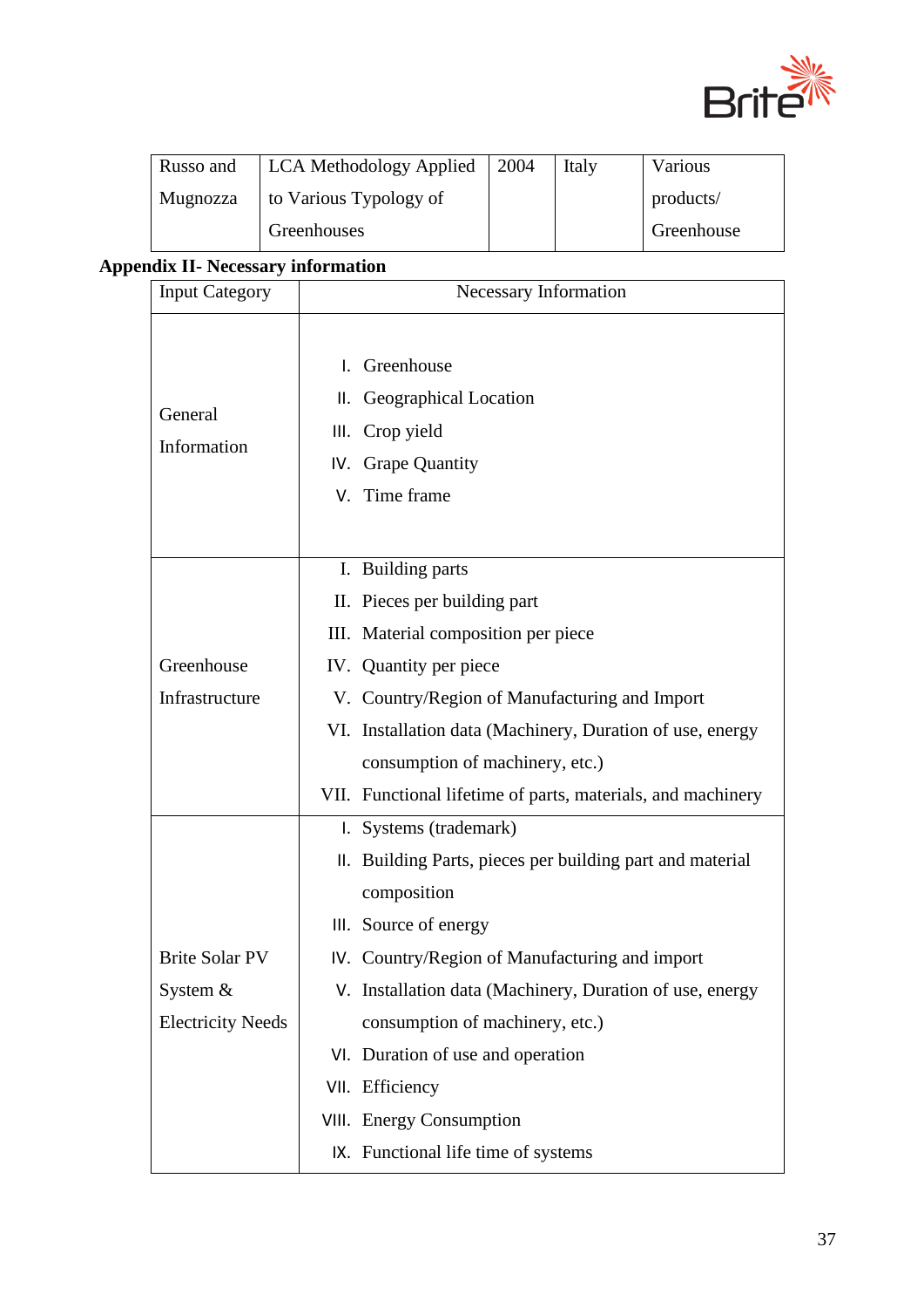| Russo and Mugnozza | LCA Methodology Applied to Various Typology of Greenhouses | 2004 | Italy | Various products/ Greenhouse |
|---|---|---|---|---|

**Appendix II- Necessary information**

| Input Category | Necessary Information |
|---|---|
| General Information | I. Greenhouse<br>II. Geographical Location<br>III. Crop yield<br>IV. Grape Quantity<br>V. Time frame |
| Greenhouse Infrastructure | I. Building parts<br>II. Pieces per building part<br>III. Material composition per piece<br>IV. Quantity per piece<br>V. Country/Region of Manufacturing and Import<br>VI. Installation data (Machinery, Duration of use, energy consumption of machinery, etc.)<br>VII. Functional lifetime of parts, materials, and machinery |
| Brite Solar PV System & Electricity Needs | I. Systems (trademark)<br>II. Building Parts, pieces per building part and material composition<br>III. Source of energy<br>IV. Country/Region of Manufacturing and import<br>V. Installation data (Machinery, Duration of use, energy consumption of machinery, etc.)<br>VI. Duration of use and operation<br>VII. Efficiency<br>VIII. Energy Consumption<br>IX. Functional life time of systems |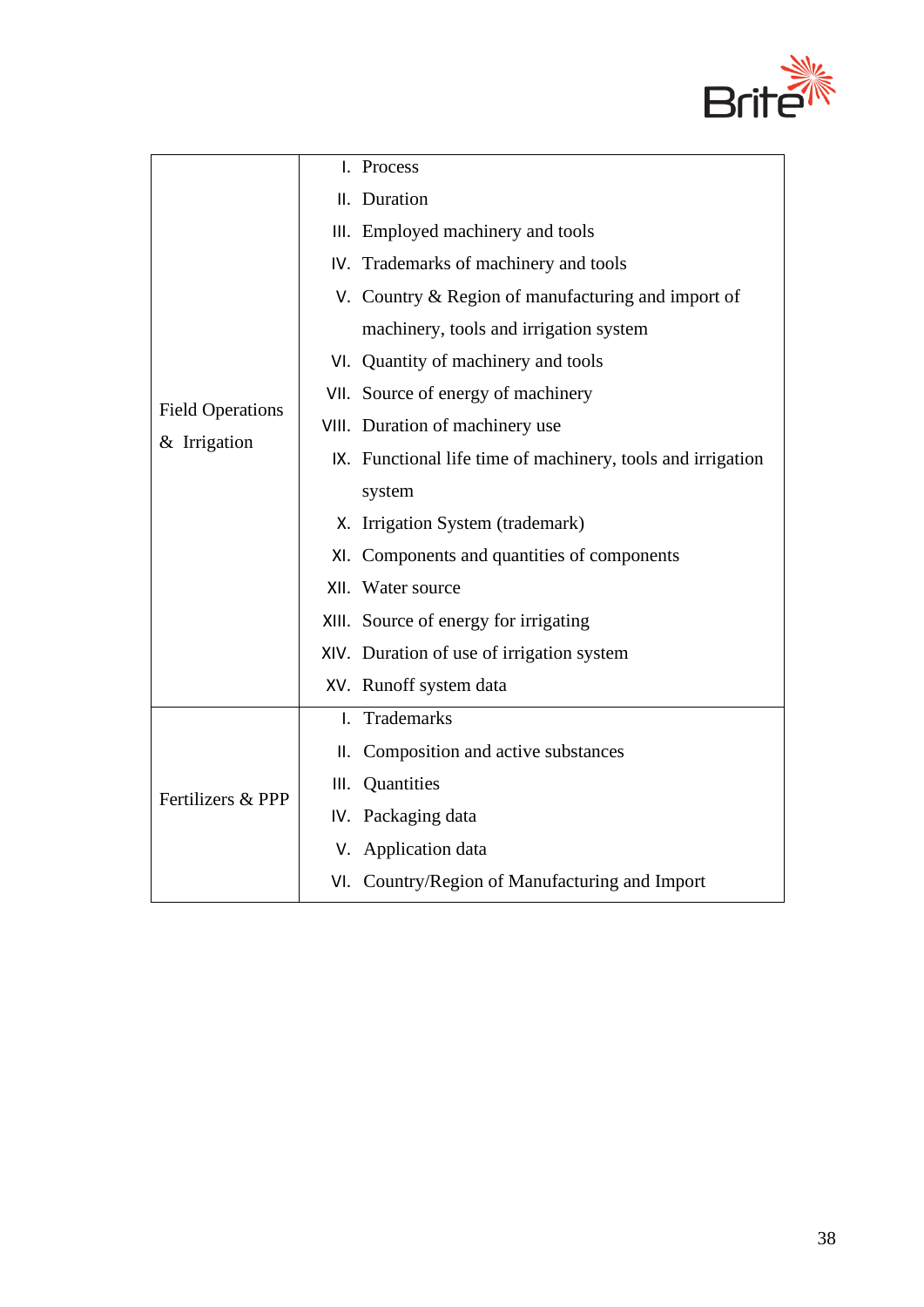| | |
|---|---|
| Field Operations & Irrigation | I. Process<br>II. Duration<br>III. Employed machinery and tools<br>IV. Trademarks of machinery and tools<br>V. Country & Region of manufacturing and import of machinery, tools and irrigation system<br>VI. Quantity of machinery and tools<br>VII. Source of energy of machinery<br>VIII. Duration of machinery use<br>IX. Functional life time of machinery, tools and irrigation system<br>X. Irrigation System (trademark)<br>XI. Components and quantities of components<br>XII. Water source<br>XIII. Source of energy for irrigating<br>XIV. Duration of use of irrigation system<br>XV. Runoff system data |
| Fertilizers & PPP | I. Trademarks<br>II. Composition and active substances<br>III. Quantities<br>IV. Packaging data<br>V. Application data<br>VI. Country/Region of Manufacturing and Import |